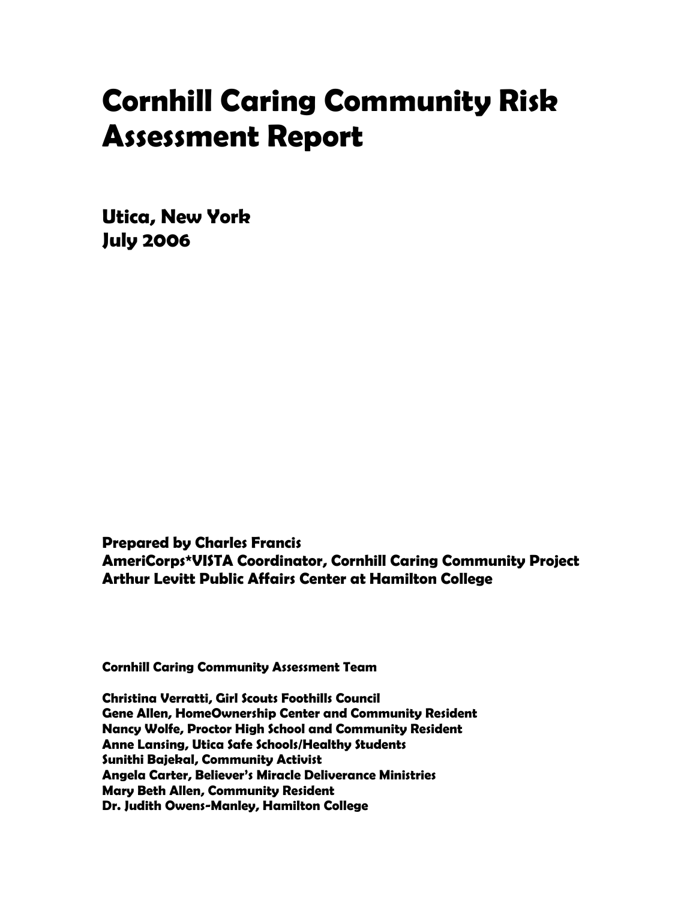# Cornhill Caring Community Risk Assessment Report

**Utica, New York**
**July 2006**

**Prepared by Charles Francis**
**AmeriCorps*VISTA Coordinator, Cornhill Caring Community Project**
**Arthur Levitt Public Affairs Center at Hamilton College**

**Cornhill Caring Community Assessment Team**

**Christina Verratti, Girl Scouts Foothills Council**
**Gene Allen, HomeOwnership Center and Community Resident**
**Nancy Wolfe, Proctor High School and Community Resident**
**Anne Lansing, Utica Safe Schools/Healthy Students**
**Sunithi Bajekal, Community Activist**
**Angela Carter, Believer's Miracle Deliverance Ministries**
**Mary Beth Allen, Community Resident**
**Dr. Judith Owens-Manley, Hamilton College**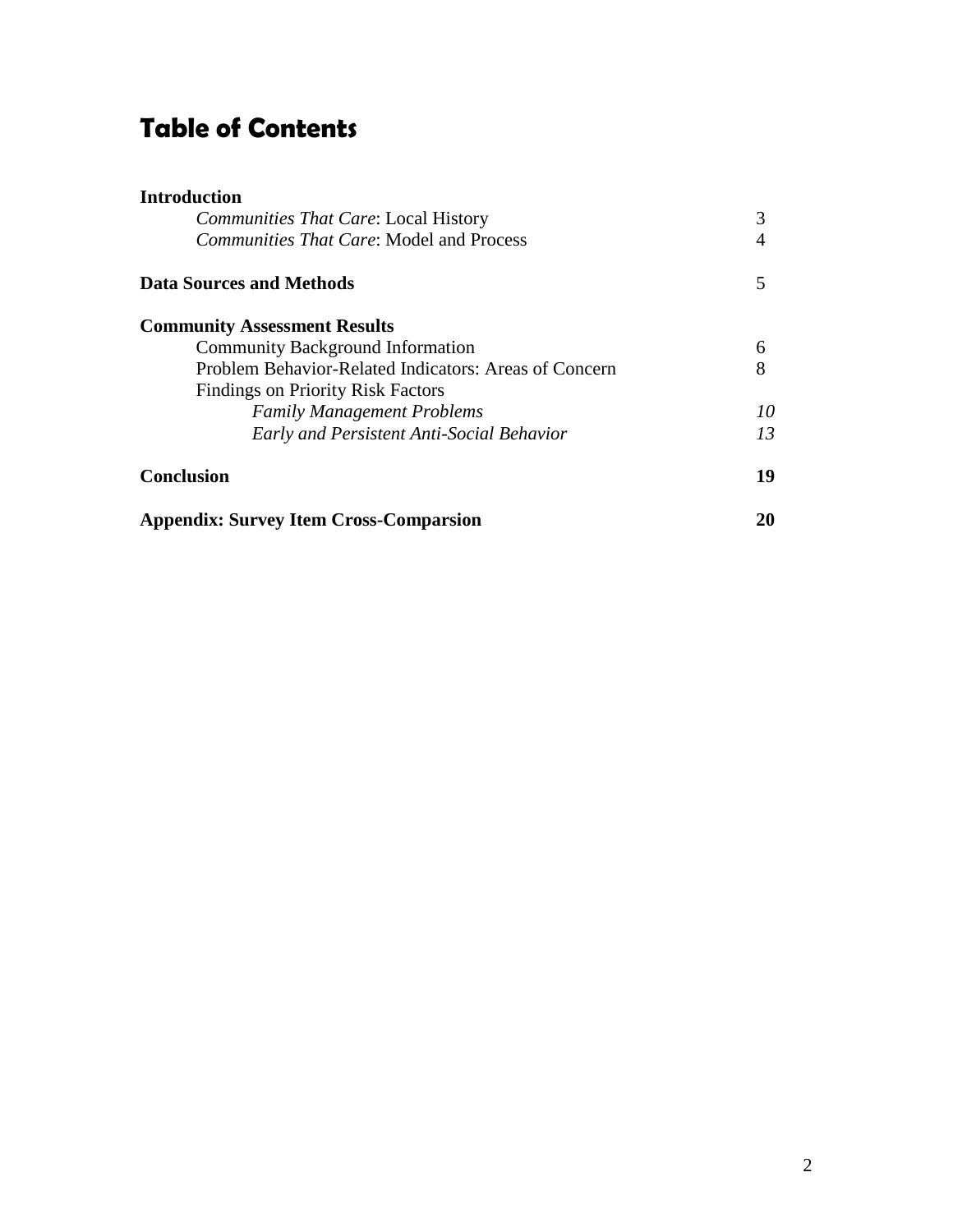# Table of Contents

| | |
|---|---|
| **Introduction** | |
| *Communities That Care*: Local History | 3 |
| *Communities That Care*: Model and Process | 4 |
| **Data Sources and Methods** | 5 |
| **Community Assessment Results** | |
| Community Background Information | 6 |
| Problem Behavior-Related Indicators: Areas of Concern | 8 |
| Findings on Priority Risk Factors | |
| *Family Management Problems* | *10* |
| *Early and Persistent Anti-Social Behavior* | *13* |
| **Conclusion** | **19** |
| **Appendix: Survey Item Cross-Comparsion** | **20** |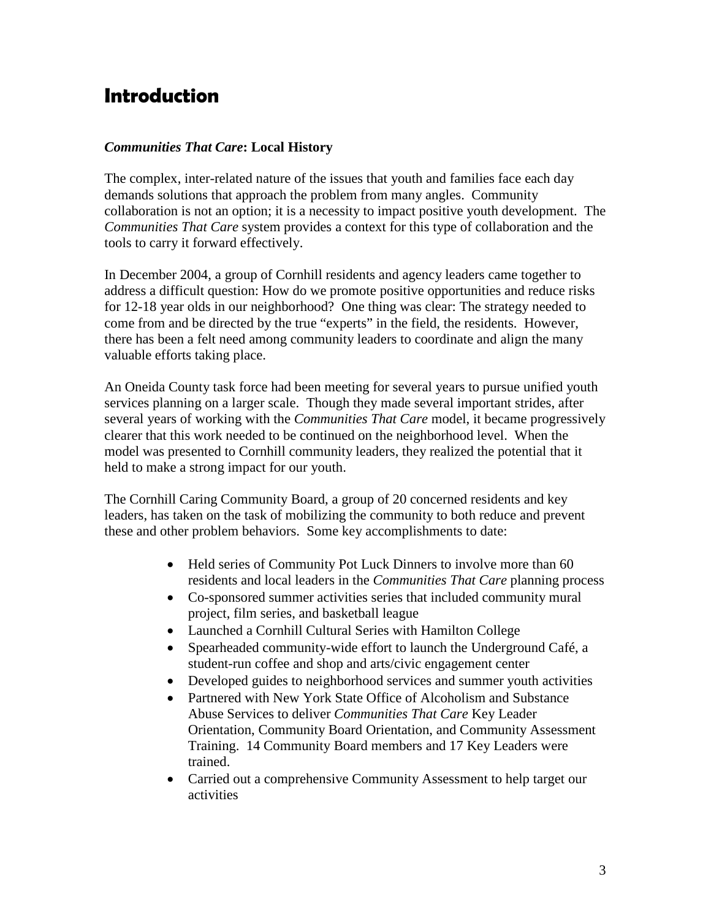# Introduction

***Communities That Care*: Local History**

The complex, inter-related nature of the issues that youth and families face each day demands solutions that approach the problem from many angles. Community collaboration is not an option; it is a necessity to impact positive youth development. The *Communities That Care* system provides a context for this type of collaboration and the tools to carry it forward effectively.

In December 2004, a group of Cornhill residents and agency leaders came together to address a difficult question: How do we promote positive opportunities and reduce risks for 12-18 year olds in our neighborhood? One thing was clear: The strategy needed to come from and be directed by the true "experts" in the field, the residents. However, there has been a felt need among community leaders to coordinate and align the many valuable efforts taking place.

An Oneida County task force had been meeting for several years to pursue unified youth services planning on a larger scale. Though they made several important strides, after several years of working with the *Communities That Care* model, it became progressively clearer that this work needed to be continued on the neighborhood level. When the model was presented to Cornhill community leaders, they realized the potential that it held to make a strong impact for our youth.

The Cornhill Caring Community Board, a group of 20 concerned residents and key leaders, has taken on the task of mobilizing the community to both reduce and prevent these and other problem behaviors. Some key accomplishments to date:

- Held series of Community Pot Luck Dinners to involve more than 60 residents and local leaders in the *Communities That Care* planning process
- Co-sponsored summer activities series that included community mural project, film series, and basketball league
- Launched a Cornhill Cultural Series with Hamilton College
- Spearheaded community-wide effort to launch the Underground Café, a student-run coffee and shop and arts/civic engagement center
- Developed guides to neighborhood services and summer youth activities
- Partnered with New York State Office of Alcoholism and Substance Abuse Services to deliver *Communities That Care* Key Leader Orientation, Community Board Orientation, and Community Assessment Training. 14 Community Board members and 17 Key Leaders were trained.
- Carried out a comprehensive Community Assessment to help target our activities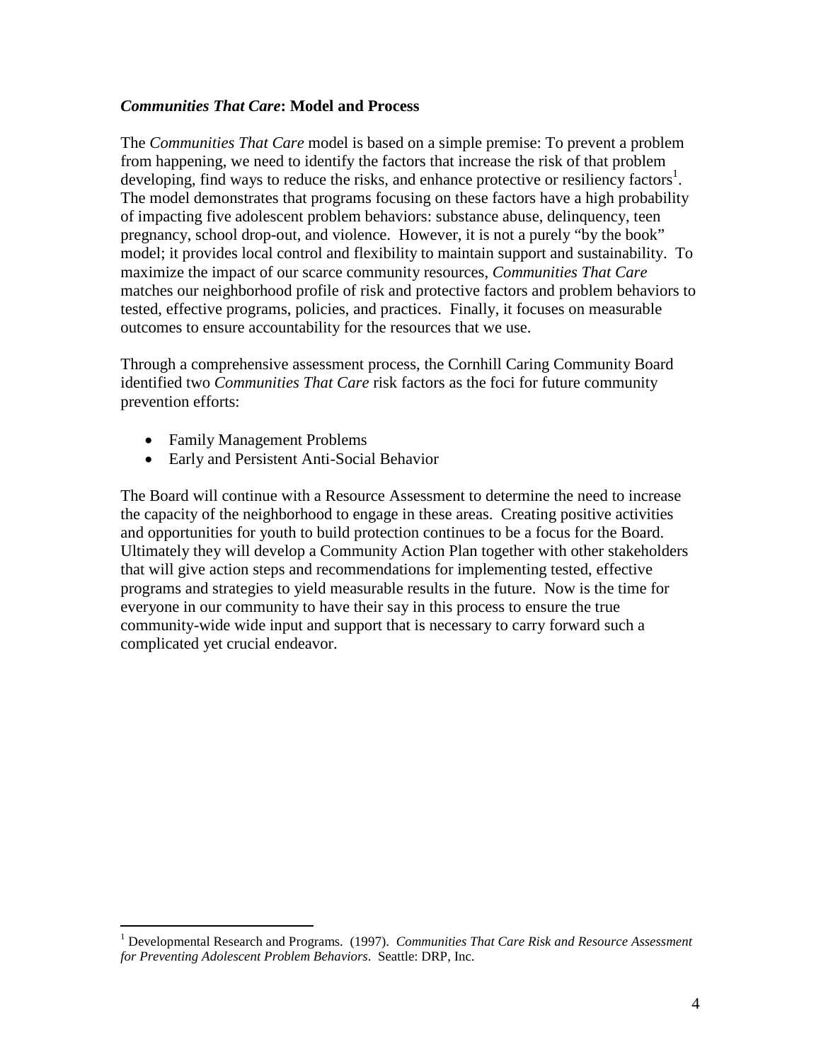### *Communities That Care*: Model and Process

The *Communities That Care* model is based on a simple premise: To prevent a problem from happening, we need to identify the factors that increase the risk of that problem developing, find ways to reduce the risks, and enhance protective or resiliency factors[1]. The model demonstrates that programs focusing on these factors have a high probability of impacting five adolescent problem behaviors: substance abuse, delinquency, teen pregnancy, school drop-out, and violence. However, it is not a purely "by the book" model; it provides local control and flexibility to maintain support and sustainability. To maximize the impact of our scarce community resources, *Communities That Care* matches our neighborhood profile of risk and protective factors and problem behaviors to tested, effective programs, policies, and practices. Finally, it focuses on measurable outcomes to ensure accountability for the resources that we use.

Through a comprehensive assessment process, the Cornhill Caring Community Board identified two *Communities That Care* risk factors as the foci for future community prevention efforts:

- Family Management Problems
- Early and Persistent Anti-Social Behavior

The Board will continue with a Resource Assessment to determine the need to increase the capacity of the neighborhood to engage in these areas. Creating positive activities and opportunities for youth to build protection continues to be a focus for the Board. Ultimately they will develop a Community Action Plan together with other stakeholders that will give action steps and recommendations for implementing tested, effective programs and strategies to yield measurable results in the future. Now is the time for everyone in our community to have their say in this process to ensure the true community-wide wide input and support that is necessary to carry forward such a complicated yet crucial endeavor.

---

[1] Developmental Research and Programs. (1997). *Communities That Care Risk and Resource Assessment for Preventing Adolescent Problem Behaviors*. Seattle: DRP, Inc.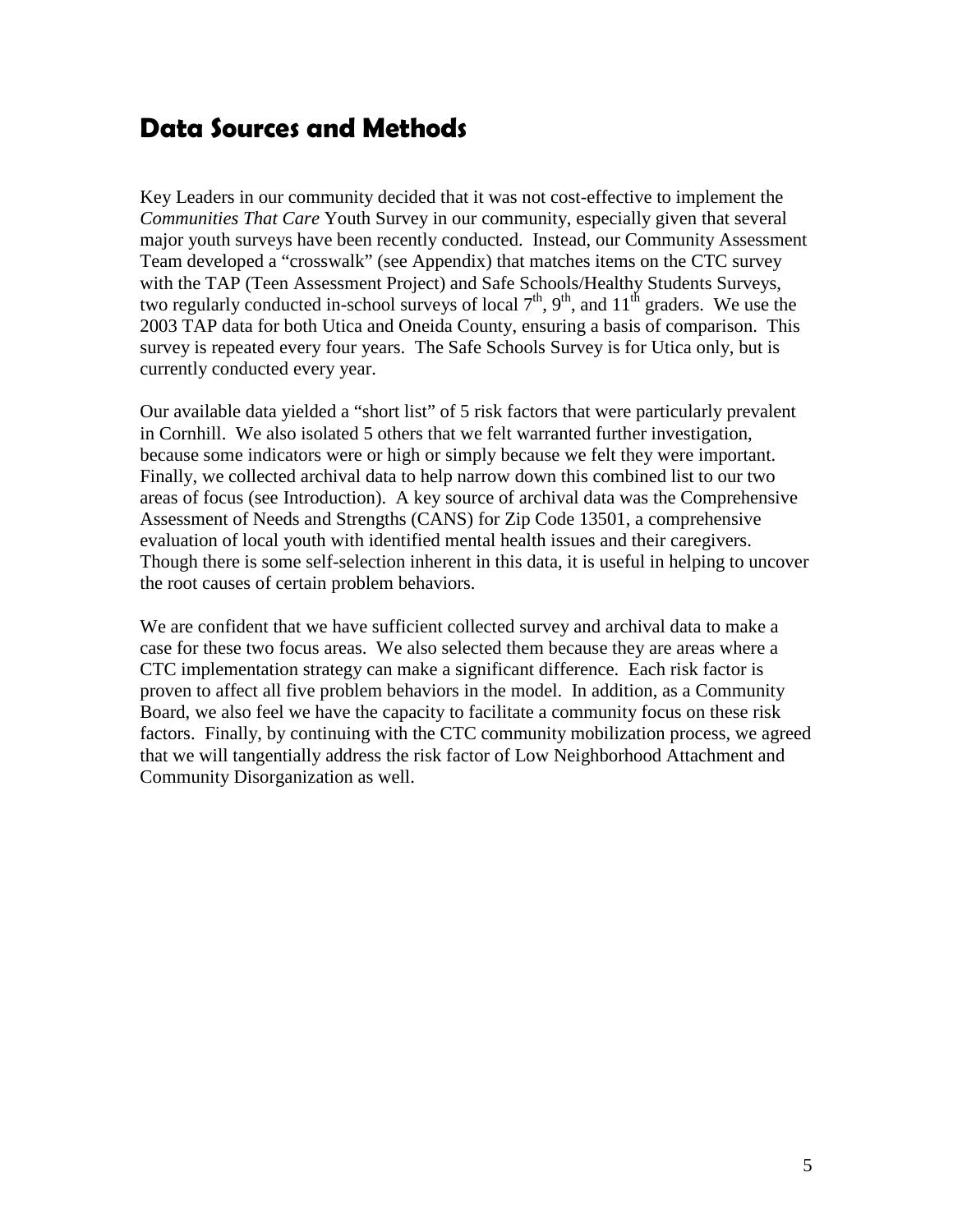## Data Sources and Methods

Key Leaders in our community decided that it was not cost-effective to implement the *Communities That Care* Youth Survey in our community, especially given that several major youth surveys have been recently conducted. Instead, our Community Assessment Team developed a "crosswalk" (see Appendix) that matches items on the CTC survey with the TAP (Teen Assessment Project) and Safe Schools/Healthy Students Surveys, two regularly conducted in-school surveys of local 7th, 9th, and 11th graders. We use the 2003 TAP data for both Utica and Oneida County, ensuring a basis of comparison. This survey is repeated every four years. The Safe Schools Survey is for Utica only, but is currently conducted every year.

Our available data yielded a "short list" of 5 risk factors that were particularly prevalent in Cornhill. We also isolated 5 others that we felt warranted further investigation, because some indicators were or high or simply because we felt they were important. Finally, we collected archival data to help narrow down this combined list to our two areas of focus (see Introduction). A key source of archival data was the Comprehensive Assessment of Needs and Strengths (CANS) for Zip Code 13501, a comprehensive evaluation of local youth with identified mental health issues and their caregivers. Though there is some self-selection inherent in this data, it is useful in helping to uncover the root causes of certain problem behaviors.

We are confident that we have sufficient collected survey and archival data to make a case for these two focus areas. We also selected them because they are areas where a CTC implementation strategy can make a significant difference. Each risk factor is proven to affect all five problem behaviors in the model. In addition, as a Community Board, we also feel we have the capacity to facilitate a community focus on these risk factors. Finally, by continuing with the CTC community mobilization process, we agreed that we will tangentially address the risk factor of Low Neighborhood Attachment and Community Disorganization as well.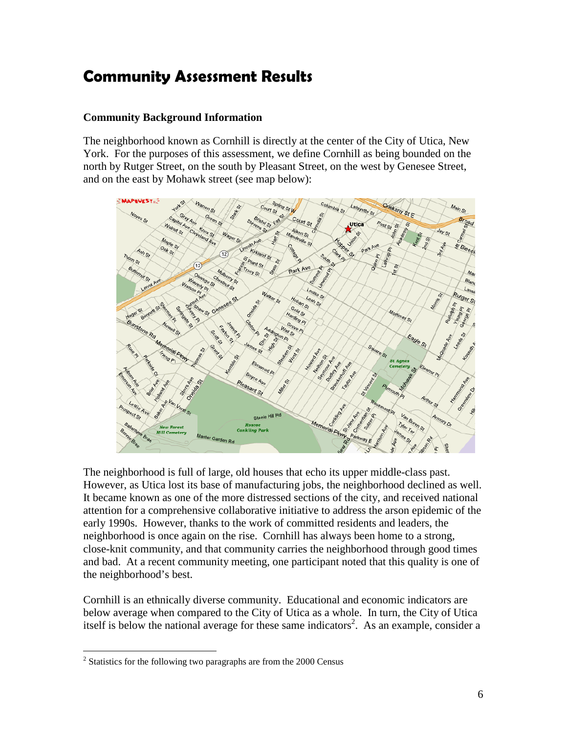# Community Assessment Results

### Community Background Information

The neighborhood known as Cornhill is directly at the center of the City of Utica, New York. For the purposes of this assessment, we define Cornhill as being bounded on the north by Rutger Street, on the south by Pleasant Street, on the west by Genesee Street, and on the east by Mohawk street (see map below):

The neighborhood is full of large, old houses that echo its upper middle-class past. However, as Utica lost its base of manufacturing jobs, the neighborhood declined as well. It became known as one of the more distressed sections of the city, and received national attention for a comprehensive collaborative initiative to address the arson epidemic of the early 1990s. However, thanks to the work of committed residents and leaders, the neighborhood is once again on the rise. Cornhill has always been home to a strong, close-knit community, and that community carries the neighborhood through good times and bad. At a recent community meeting, one participant noted that this quality is one of the neighborhood's best.

Cornhill is an ethnically diverse community. Educational and economic indicators are below average when compared to the City of Utica as a whole. In turn, the City of Utica itself is below the national average for these same indicators[2]. As an example, consider a

[2] Statistics for the following two paragraphs are from the 2000 Census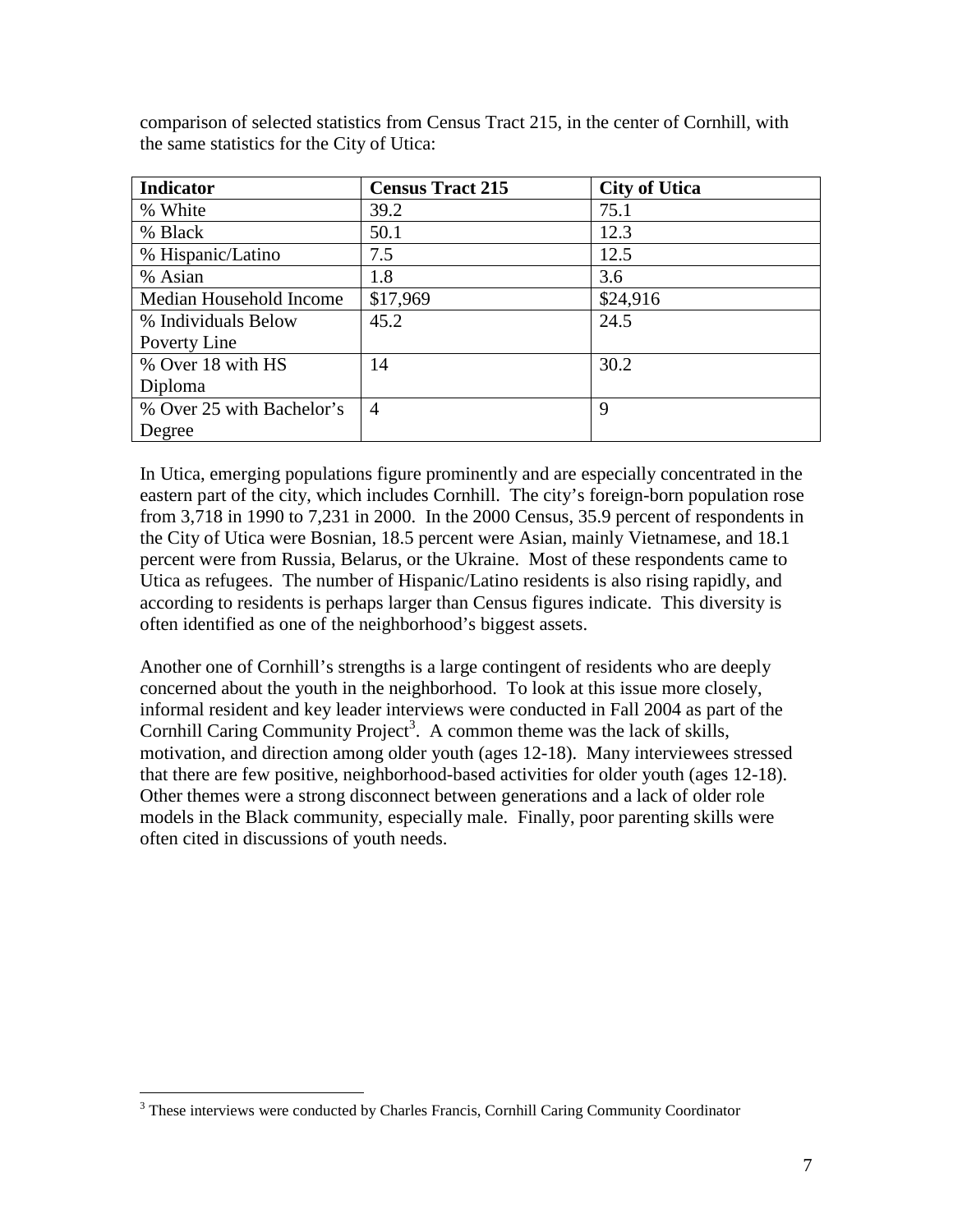comparison of selected statistics from Census Tract 215, in the center of Cornhill, with the same statistics for the City of Utica:

| Indicator | Census Tract 215 | City of Utica |
| --- | --- | --- |
| % White | 39.2 | 75.1 |
| % Black | 50.1 | 12.3 |
| % Hispanic/Latino | 7.5 | 12.5 |
| % Asian | 1.8 | 3.6 |
| Median Household Income | $17,969 | $24,916 |
| % Individuals Below Poverty Line | 45.2 | 24.5 |
| % Over 18 with HS Diploma | 14 | 30.2 |
| % Over 25 with Bachelor's Degree | 4 | 9 |

In Utica, emerging populations figure prominently and are especially concentrated in the eastern part of the city, which includes Cornhill. The city's foreign-born population rose from 3,718 in 1990 to 7,231 in 2000. In the 2000 Census, 35.9 percent of respondents in the City of Utica were Bosnian, 18.5 percent were Asian, mainly Vietnamese, and 18.1 percent were from Russia, Belarus, or the Ukraine. Most of these respondents came to Utica as refugees. The number of Hispanic/Latino residents is also rising rapidly, and according to residents is perhaps larger than Census figures indicate. This diversity is often identified as one of the neighborhood's biggest assets.

Another one of Cornhill's strengths is a large contingent of residents who are deeply concerned about the youth in the neighborhood. To look at this issue more closely, informal resident and key leader interviews were conducted in Fall 2004 as part of the Cornhill Caring Community Project[3]. A common theme was the lack of skills, motivation, and direction among older youth (ages 12-18). Many interviewees stressed that there are few positive, neighborhood-based activities for older youth (ages 12-18). Other themes were a strong disconnect between generations and a lack of older role models in the Black community, especially male. Finally, poor parenting skills were often cited in discussions of youth needs.

[3] These interviews were conducted by Charles Francis, Cornhill Caring Community Coordinator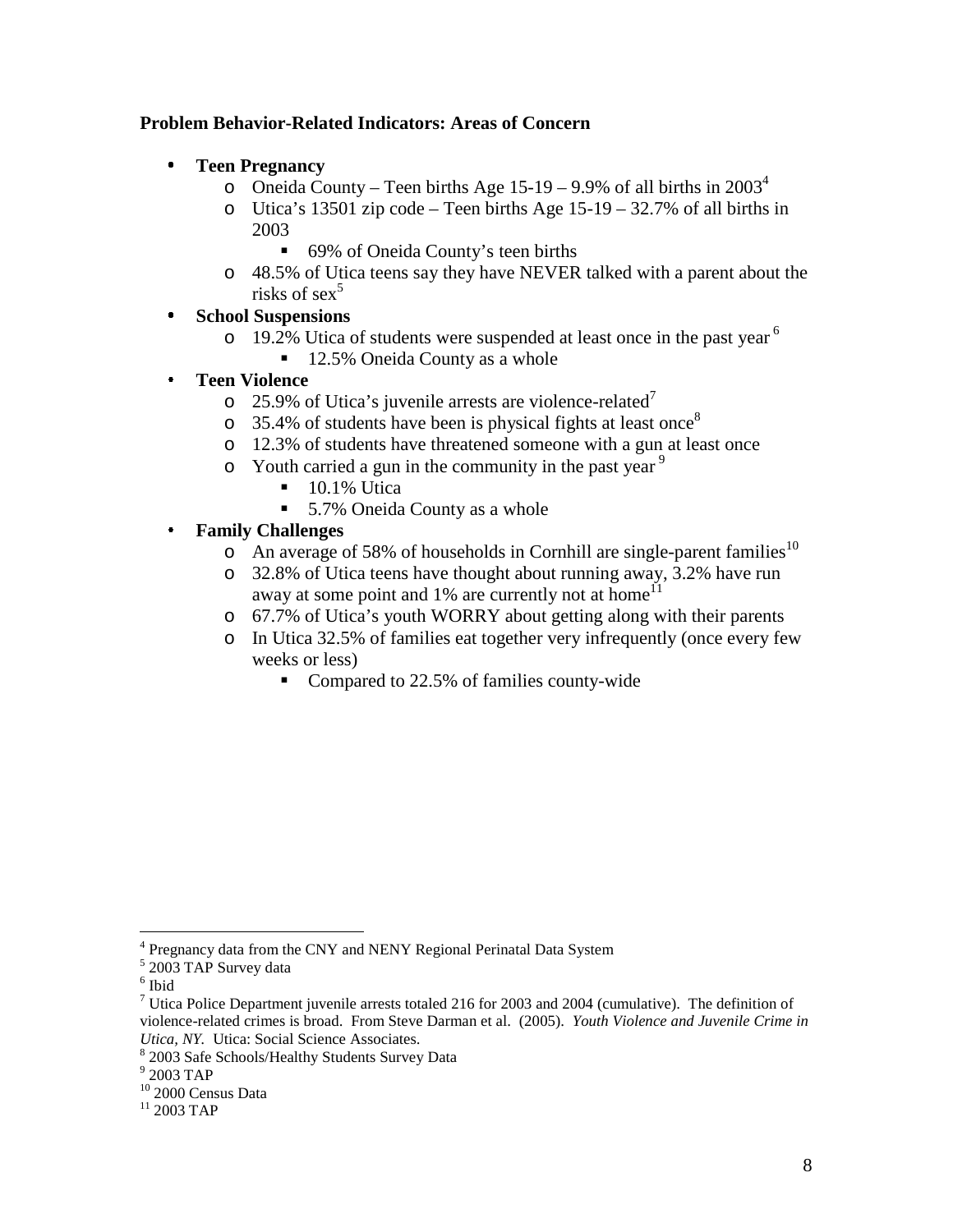**Problem Behavior-Related Indicators: Areas of Concern**

- **Teen Pregnancy**
  - Oneida County – Teen births Age 15-19 – 9.9% of all births in 2003[4]
  - Utica's 13501 zip code – Teen births Age 15-19 – 32.7% of all births in 2003
    - 69% of Oneida County's teen births
  - 48.5% of Utica teens say they have NEVER talked with a parent about the risks of sex[5]
- **School Suspensions**
  - 19.2% Utica of students were suspended at least once in the past year [6]
    - 12.5% Oneida County as a whole
- **Teen Violence**
  - 25.9% of Utica's juvenile arrests are violence-related[7]
  - 35.4% of students have been is physical fights at least once[8]
  - 12.3% of students have threatened someone with a gun at least once
  - Youth carried a gun in the community in the past year [9]
    - 10.1% Utica
    - 5.7% Oneida County as a whole
- **Family Challenges**
  - An average of 58% of households in Cornhill are single-parent families[10]
  - 32.8% of Utica teens have thought about running away, 3.2% have run away at some point and 1% are currently not at home[11]
  - 67.7% of Utica's youth WORRY about getting along with their parents
  - In Utica 32.5% of families eat together very infrequently (once every few weeks or less)
    - Compared to 22.5% of families county-wide

---

[4] Pregnancy data from the CNY and NENY Regional Perinatal Data System

[5] 2003 TAP Survey data

[6] Ibid

[7] Utica Police Department juvenile arrests totaled 216 for 2003 and 2004 (cumulative). The definition of violence-related crimes is broad. From Steve Darman et al. (2005). *Youth Violence and Juvenile Crime in Utica, NY.* Utica: Social Science Associates.

[8] 2003 Safe Schools/Healthy Students Survey Data

[9] 2003 TAP

[10] 2000 Census Data

[11] 2003 TAP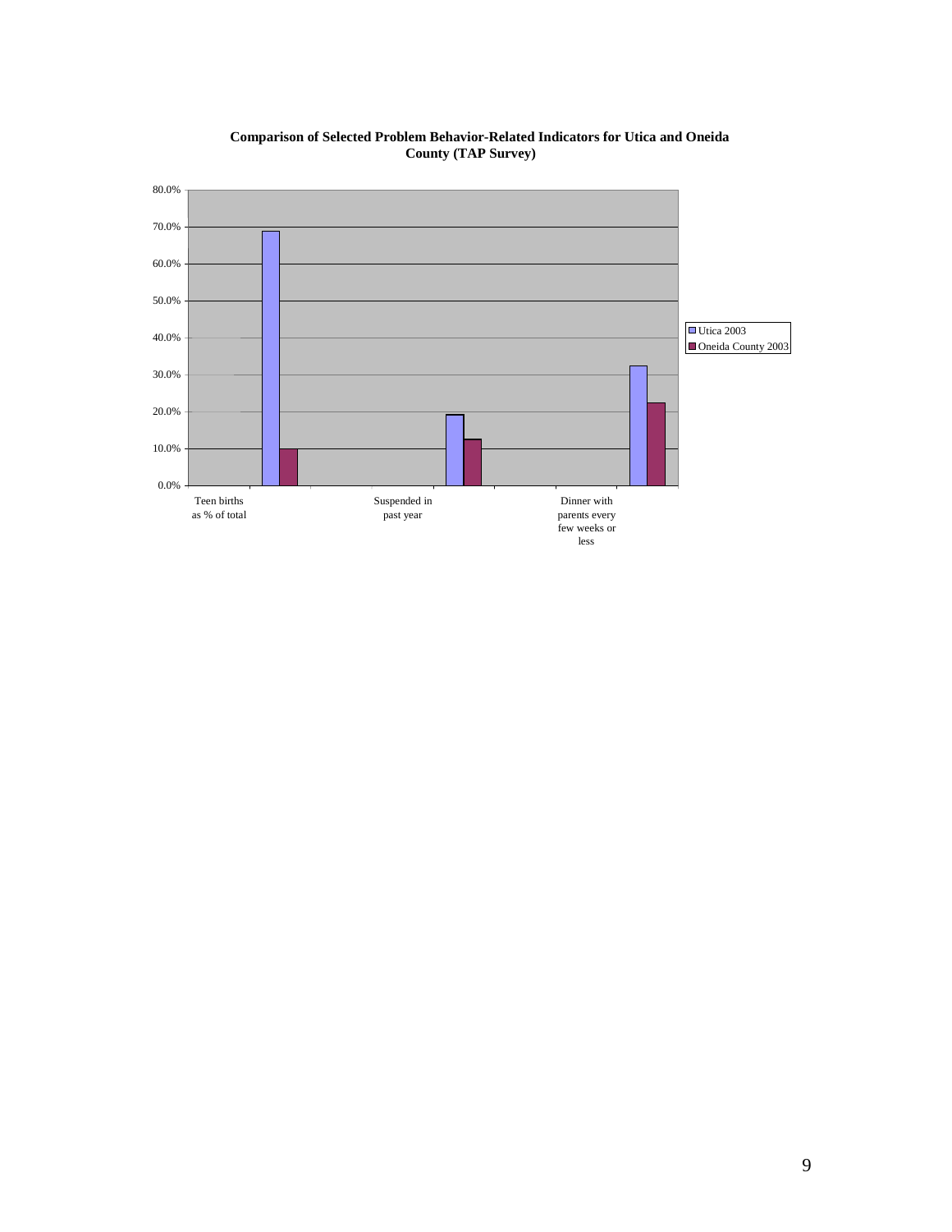**Comparison of Selected Problem Behavior-Related Indicators for Utica and Oneida County (TAP Survey)**

80.0%
70.0%
60.0%
50.0%
40.0%
30.0%
20.0%
10.0%
0.0%

Teen births as % of total

Suspended in past year

Dinner with parents every few weeks or less

Utica 2003

Oneida County 2003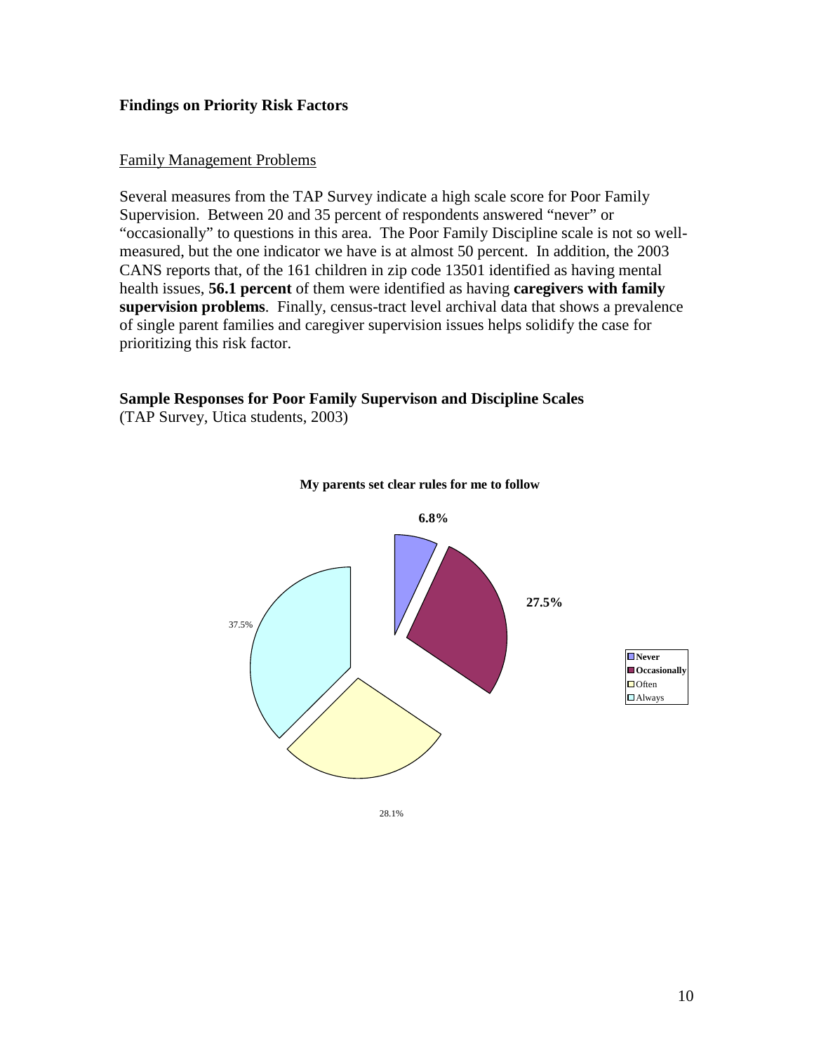**Findings on Priority Risk Factors**

Family Management Problems

Several measures from the TAP Survey indicate a high scale score for Poor Family Supervision. Between 20 and 35 percent of respondents answered "never" or "occasionally" to questions in this area. The Poor Family Discipline scale is not so well-measured, but the one indicator we have is at almost 50 percent. In addition, the 2003 CANS reports that, of the 161 children in zip code 13501 identified as having mental health issues, **56.1 percent** of them were identified as having **caregivers with family supervision problems**. Finally, census-tract level archival data that shows a prevalence of single parent families and caregiver supervision issues helps solidify the case for prioritizing this risk factor.

**Sample Responses for Poor Family Supervison and Discipline Scales**
(TAP Survey, Utica students, 2003)

**My parents set clear rules for me to follow**

| Response | Percent |
| --- | --- |
| **Never** | **6.8%** |
| **Occasionally** | **27.5%** |
| Often | 28.1% |
| Always | 37.5% |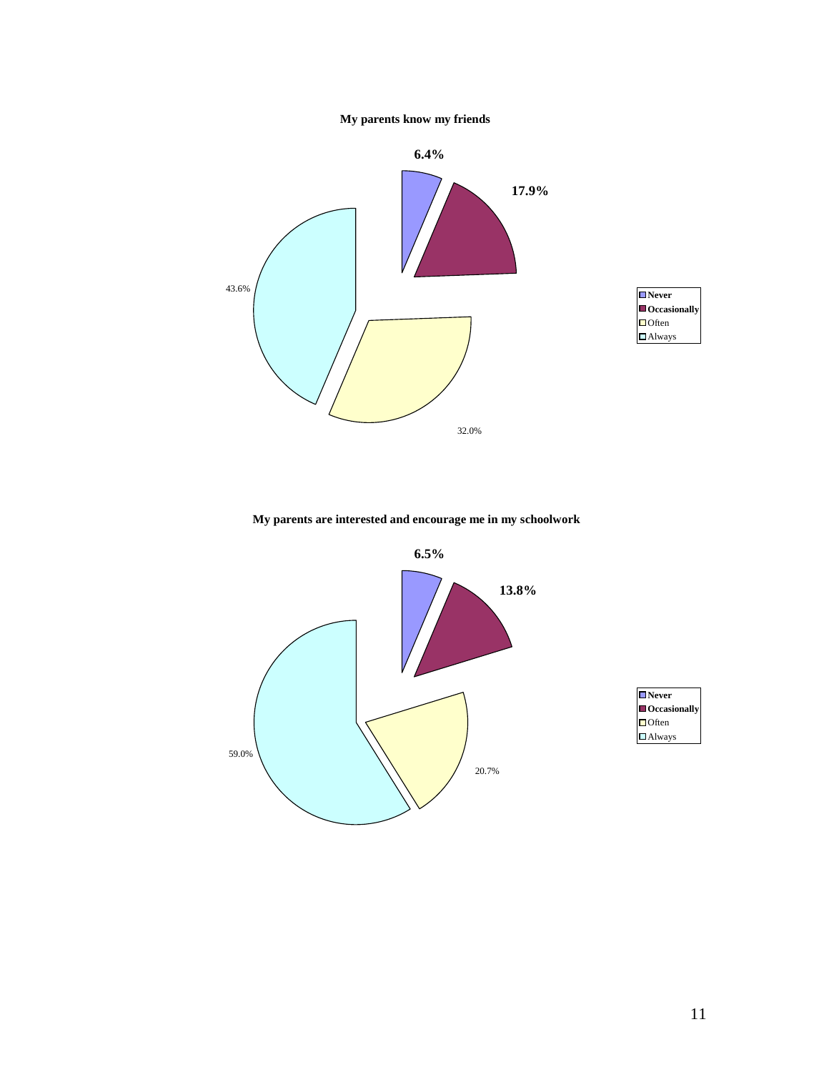**My parents know my friends**

| Response | Percentage |
|---|---|
| Never | 6.4% |
| Occasionally | 17.9% |
| Often | 32.0% |
| Always | 43.6% |

**My parents are interested and encourage me in my schoolwork**

| Response | Percentage |
|---|---|
| Never | 6.5% |
| Occasionally | 13.8% |
| Often | 20.7% |
| Always | 59.0% |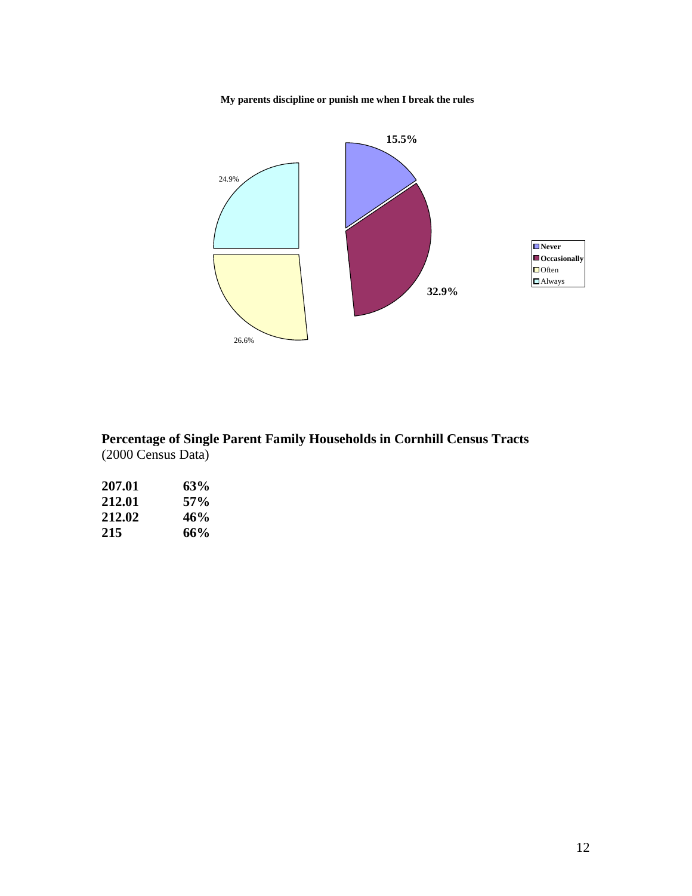**My parents discipline or punish me when I break the rules**

| Response | Percentage |
|---|---|
| Never | 15.5% |
| Occasionally | 32.9% |
| Often | 26.6% |
| Always | 24.9% |

## Percentage of Single Parent Family Households in Cornhill Census Tracts

(2000 Census Data)

| | |
|---|---|
| **207.01** | **63%** |
| **212.01** | **57%** |
| **212.02** | **46%** |
| **215** | **66%** |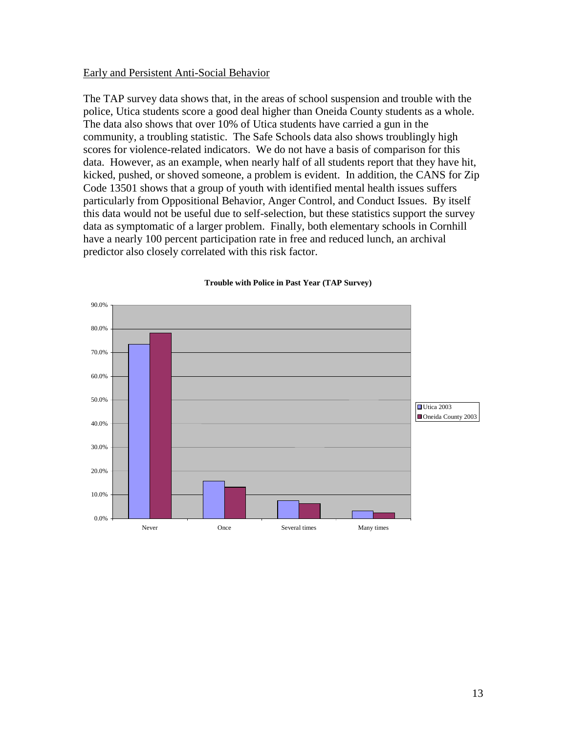Early and Persistent Anti-Social Behavior

The TAP survey data shows that, in the areas of school suspension and trouble with the police, Utica students score a good deal higher than Oneida County students as a whole. The data also shows that over 10% of Utica students have carried a gun in the community, a troubling statistic. The Safe Schools data also shows troublingly high scores for violence-related indicators. We do not have a basis of comparison for this data. However, as an example, when nearly half of all students report that they have hit, kicked, pushed, or shoved someone, a problem is evident. In addition, the CANS for Zip Code 13501 shows that a group of youth with identified mental health issues suffers particularly from Oppositional Behavior, Anger Control, and Conduct Issues. By itself this data would not be useful due to self-selection, but these statistics support the survey data as symptomatic of a larger problem. Finally, both elementary schools in Cornhill have a nearly 100 percent participation rate in free and reduced lunch, an archival predictor also closely correlated with this risk factor.

**Trouble with Police in Past Year (TAP Survey)**

| | Never | Once | Several times | Many times |
|---|---|---|---|---|
| Utica 2003 | ~73.5% | ~15.8% | ~7.5% | ~3.3% |
| Oneida County 2003 | ~78.3% | ~13.3% | ~6.3% | ~2.4% |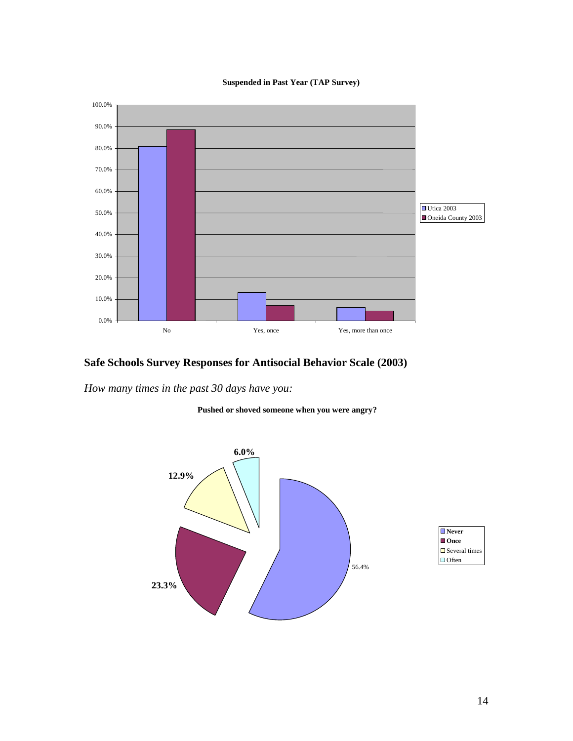**Suspended in Past Year (TAP Survey)**

## Safe Schools Survey Responses for Antisocial Behavior Scale (2003)

*How many times in the past 30 days have you:*

**Pushed or shoved someone when you were angry?**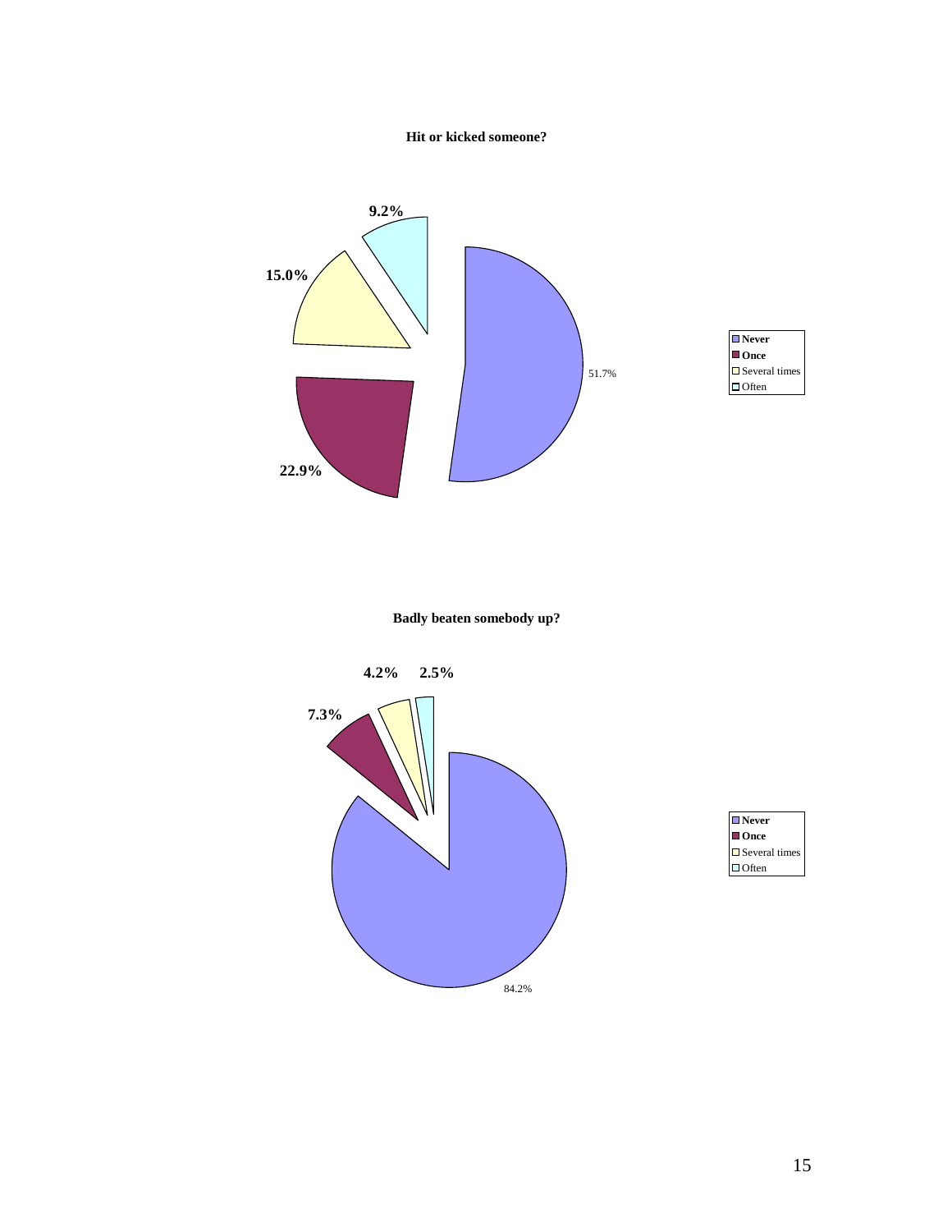**Hit or kicked someone?**

| Response | Percentage |
|---|---|
| Never | 51.7% |
| Once | 22.9% |
| Several times | 15.0% |
| Often | 9.2% |

**Badly beaten somebody up?**

| Response | Percentage |
|---|---|
| Never | 84.2% |
| Once | 7.3% |
| Several times | 4.2% |
| Often | 2.5% |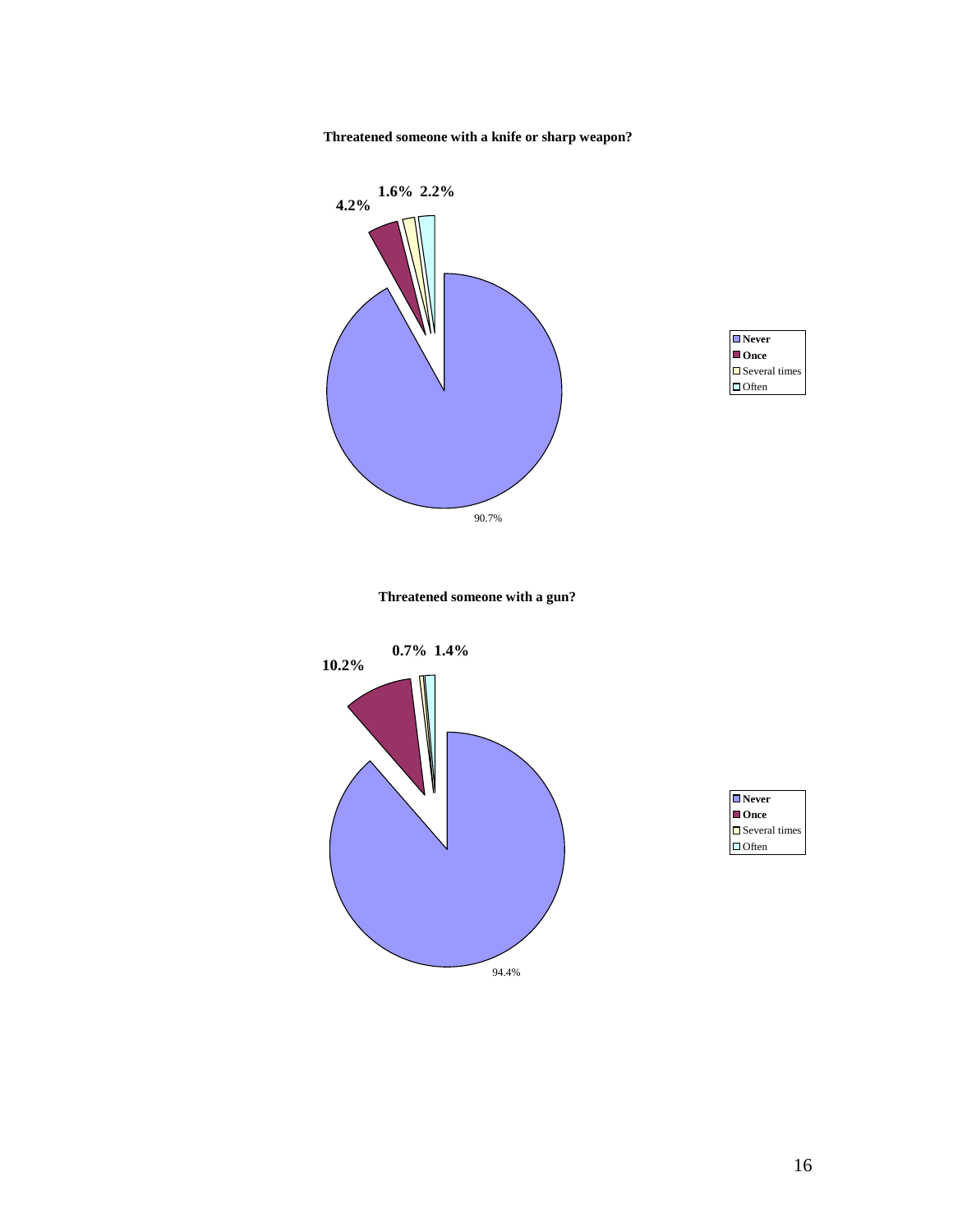**Threatened someone with a knife or sharp weapon?**

4.2% 1.6% 2.2%

90.7%

- Never
- Once
- Several times
- Often

**Threatened someone with a gun?**

10.2% 0.7% 1.4%

94.4%

- Never
- Once
- Several times
- Often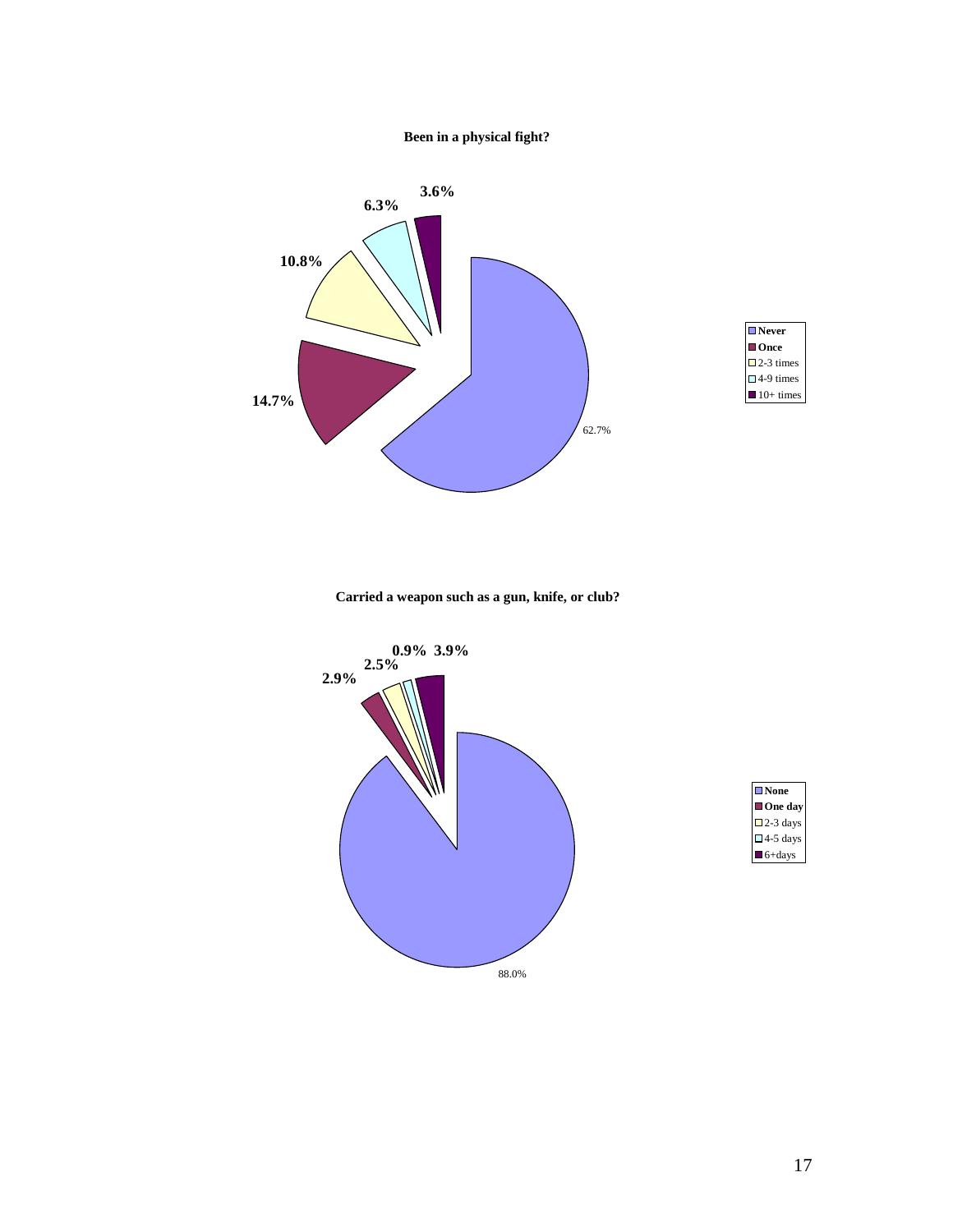**Been in a physical fight?**

| Response | Percent |
|---|---|
| Never | 62.7% |
| Once | 14.7% |
| 2-3 times | 10.8% |
| 4-9 times | 6.3% |
| 10+ times | 3.6% |

**Carried a weapon such as a gun, knife, or club?**

| Response | Percent |
|---|---|
| None | 88.0% |
| One day | 2.9% |
| 2-3 days | 2.5% |
| 4-5 days | 0.9% |
| 6+days | 3.9% |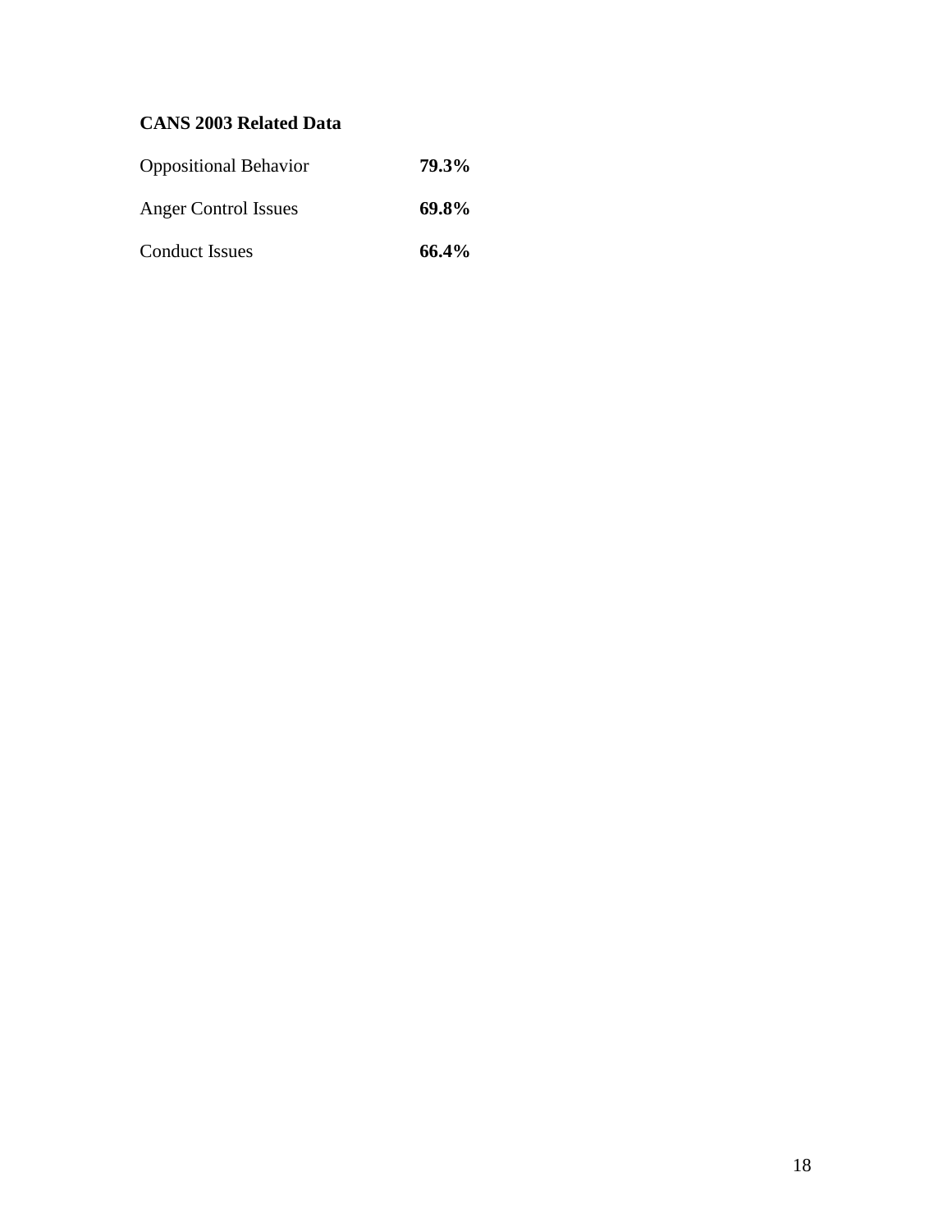**CANS 2003 Related Data**

| | |
|---|---|
| Oppositional Behavior | **79.3%** |
| Anger Control Issues | **69.8%** |
| Conduct Issues | **66.4%** |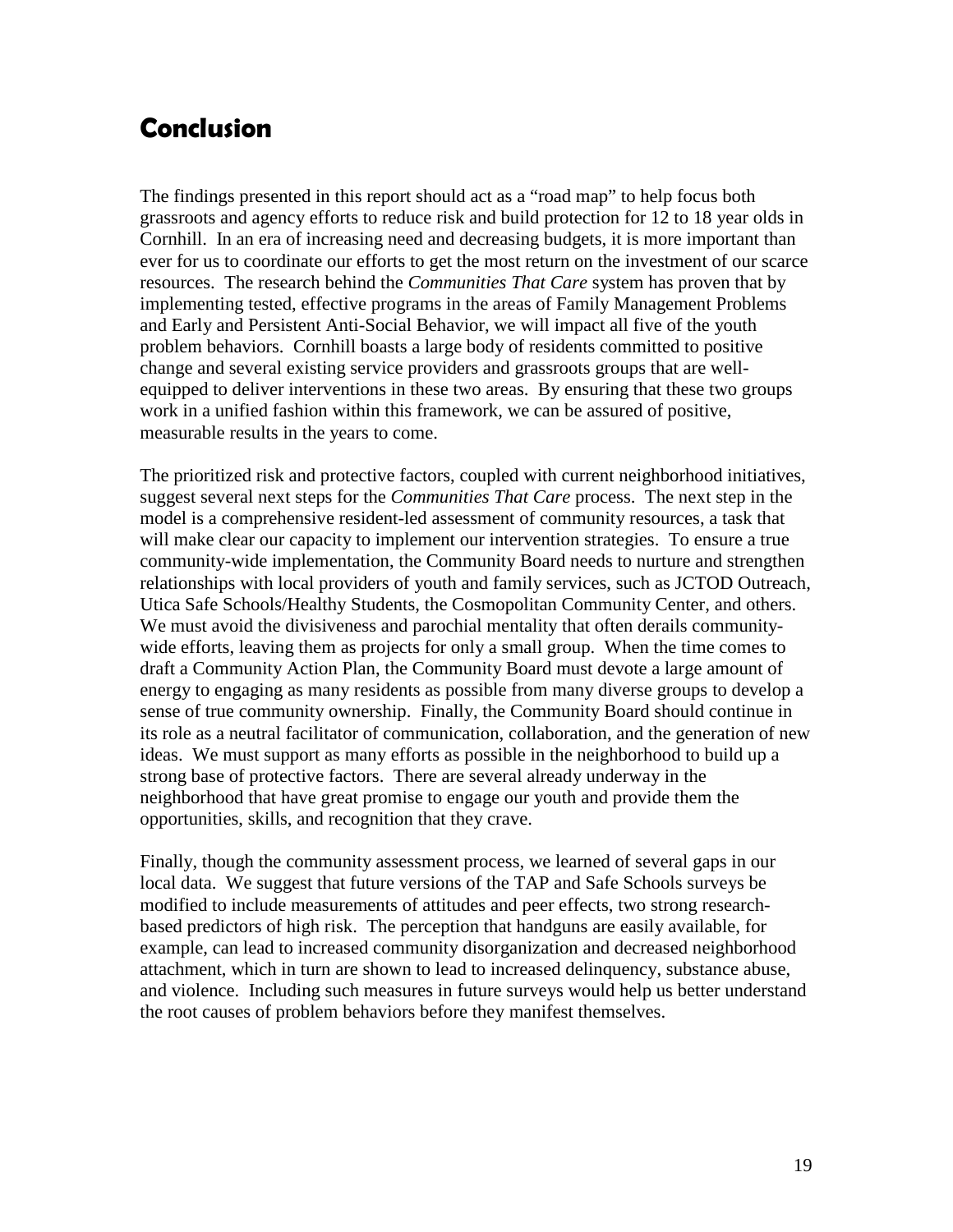## Conclusion

The findings presented in this report should act as a "road map" to help focus both grassroots and agency efforts to reduce risk and build protection for 12 to 18 year olds in Cornhill. In an era of increasing need and decreasing budgets, it is more important than ever for us to coordinate our efforts to get the most return on the investment of our scarce resources. The research behind the *Communities That Care* system has proven that by implementing tested, effective programs in the areas of Family Management Problems and Early and Persistent Anti-Social Behavior, we will impact all five of the youth problem behaviors. Cornhill boasts a large body of residents committed to positive change and several existing service providers and grassroots groups that are well-equipped to deliver interventions in these two areas. By ensuring that these two groups work in a unified fashion within this framework, we can be assured of positive, measurable results in the years to come.

The prioritized risk and protective factors, coupled with current neighborhood initiatives, suggest several next steps for the *Communities That Care* process. The next step in the model is a comprehensive resident-led assessment of community resources, a task that will make clear our capacity to implement our intervention strategies. To ensure a true community-wide implementation, the Community Board needs to nurture and strengthen relationships with local providers of youth and family services, such as JCTOD Outreach, Utica Safe Schools/Healthy Students, the Cosmopolitan Community Center, and others. We must avoid the divisiveness and parochial mentality that often derails community-wide efforts, leaving them as projects for only a small group. When the time comes to draft a Community Action Plan, the Community Board must devote a large amount of energy to engaging as many residents as possible from many diverse groups to develop a sense of true community ownership. Finally, the Community Board should continue in its role as a neutral facilitator of communication, collaboration, and the generation of new ideas. We must support as many efforts as possible in the neighborhood to build up a strong base of protective factors. There are several already underway in the neighborhood that have great promise to engage our youth and provide them the opportunities, skills, and recognition that they crave.

Finally, though the community assessment process, we learned of several gaps in our local data. We suggest that future versions of the TAP and Safe Schools surveys be modified to include measurements of attitudes and peer effects, two strong research-based predictors of high risk. The perception that handguns are easily available, for example, can lead to increased community disorganization and decreased neighborhood attachment, which in turn are shown to lead to increased delinquency, substance abuse, and violence. Including such measures in future surveys would help us better understand the root causes of problem behaviors before they manifest themselves.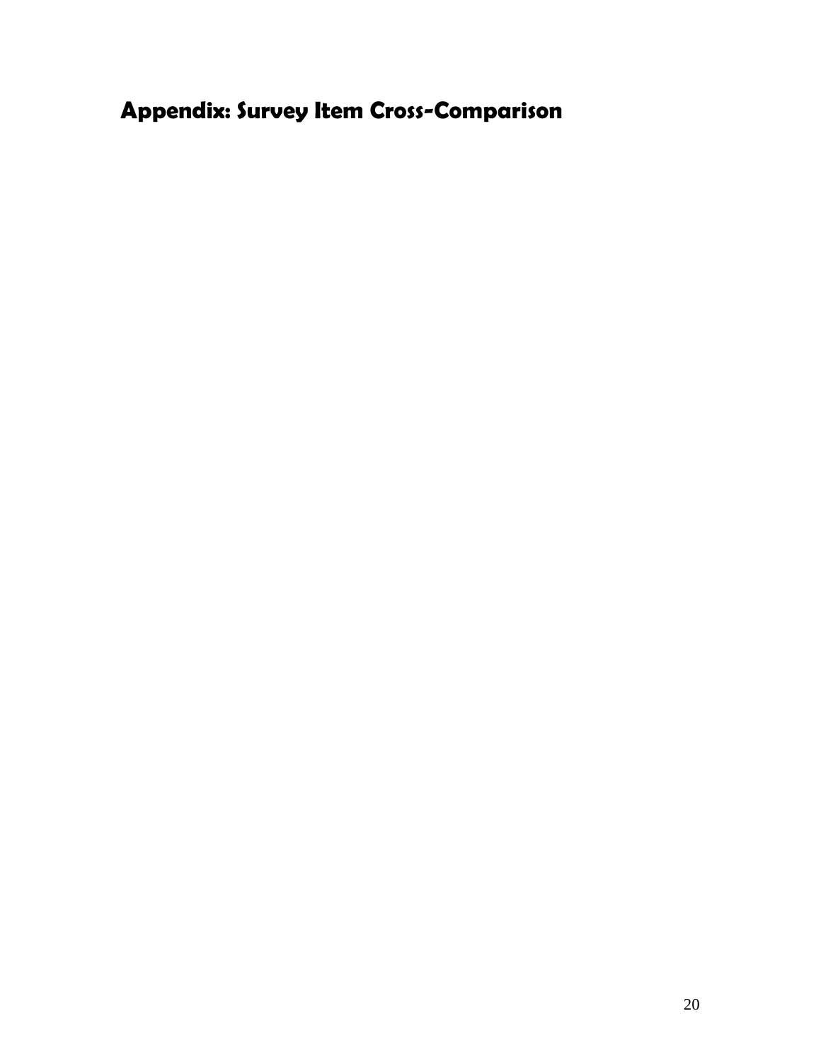# Appendix: Survey Item Cross-Comparison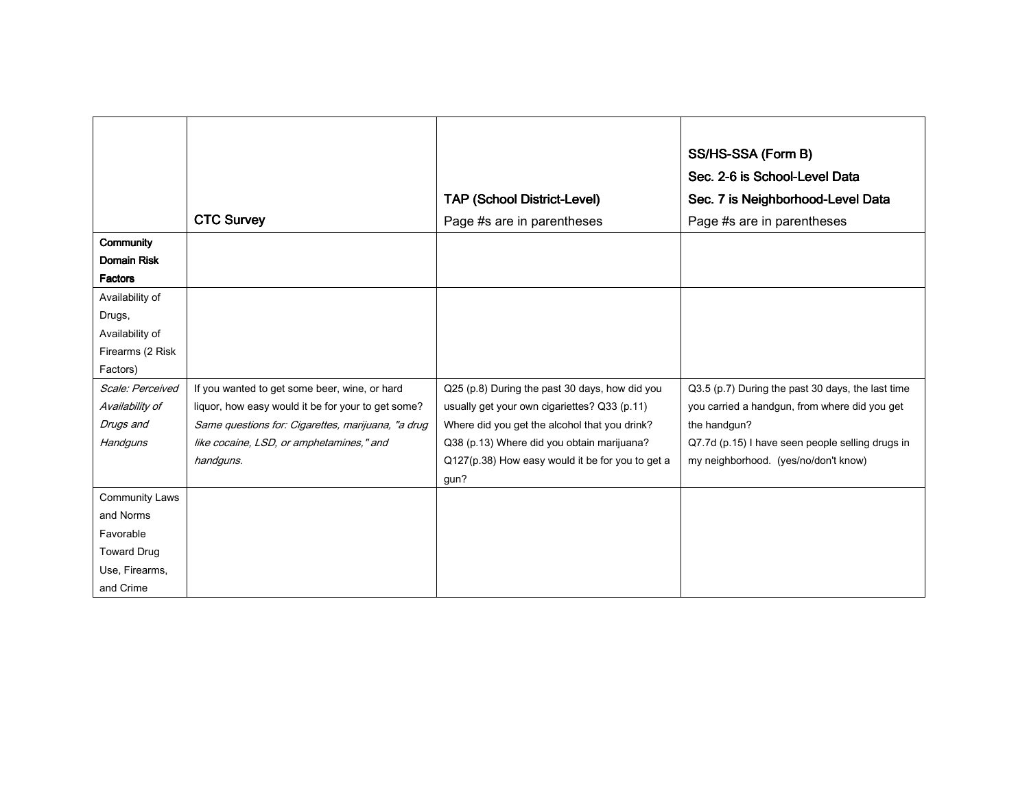| | CTC Survey | TAP (School District-Level) Page #s are in parentheses | SS/HS-SSA (Form B) Sec. 2-6 is School-Level Data Sec. 7 is Neighborhood-Level Data Page #s are in parentheses |
|---|---|---|---|
| **Community Domain Risk Factors** | | | |
| Availability of Drugs, Availability of Firearms (2 Risk Factors) | | | |
| *Scale: Perceived Availability of Drugs and Handguns* | If you wanted to get some beer, wine, or hard liquor, how easy would it be for your to get some? *Same questions for: Cigarettes, marijuana, "a drug like cocaine, LSD, or amphetamines," and handguns.* | Q25 (p.8) During the past 30 days, how did you usually get your own cigariettes? Q33 (p.11) Where did you get the alcohol that you drink? Q38 (p.13) Where did you obtain marijuana? Q127(p.38) How easy would it be for you to get a gun? | Q3.5 (p.7) During the past 30 days, the last time you carried a handgun, from where did you get the handgun? Q7.7d (p.15) I have seen people selling drugs in my neighborhood. (yes/no/don't know) |
| Community Laws and Norms Favorable Toward Drug Use, Firearms, and Crime | | | |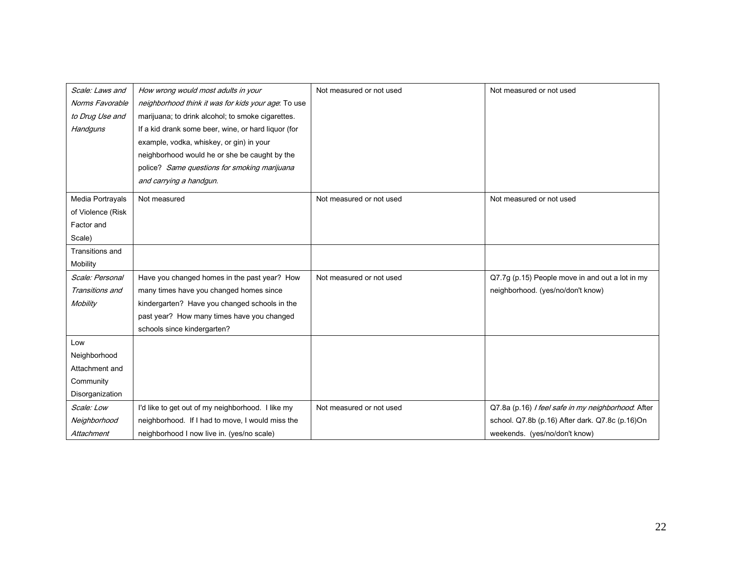| | | | |
|---|---|---|---|
| *Scale: Laws and Norms Favorable to Drug Use and Handguns* | *How wrong would most adults in your neighborhood think it was for kids your age*: To use marijuana; to drink alcohol; to smoke cigarettes. If a kid drank some beer, wine, or hard liquor (for example, vodka, whiskey, or gin) in your neighborhood would he or she be caught by the police? *Same questions for smoking marijuana and carrying a handgun.* | Not measured or not used | Not measured or not used |
| Media Portrayals of Violence (Risk Factor and Scale) | Not measured | Not measured or not used | Not measured or not used |
| Transitions and Mobility | | | |
| *Scale: Personal Transitions and Mobility* | Have you changed homes in the past year? How many times have you changed homes since kindergarten? Have you changed schools in the past year? How many times have you changed schools since kindergarten? | Not measured or not used | Q7.7g (p.15) People move in and out a lot in my neighborhood. (yes/no/don't know) |
| Low Neighborhood Attachment and Community Disorganization | | | |
| *Scale: Low Neighborhood Attachment* | I'd like to get out of my neighborhood. I like my neighborhood. If I had to move, I would miss the neighborhood I now live in. (yes/no scale) | Not measured or not used | Q7.8a (p.16) *I feel safe in my neighborhood*: After school. Q7.8b (p.16) After dark. Q7.8c (p.16)On weekends. (yes/no/don't know) |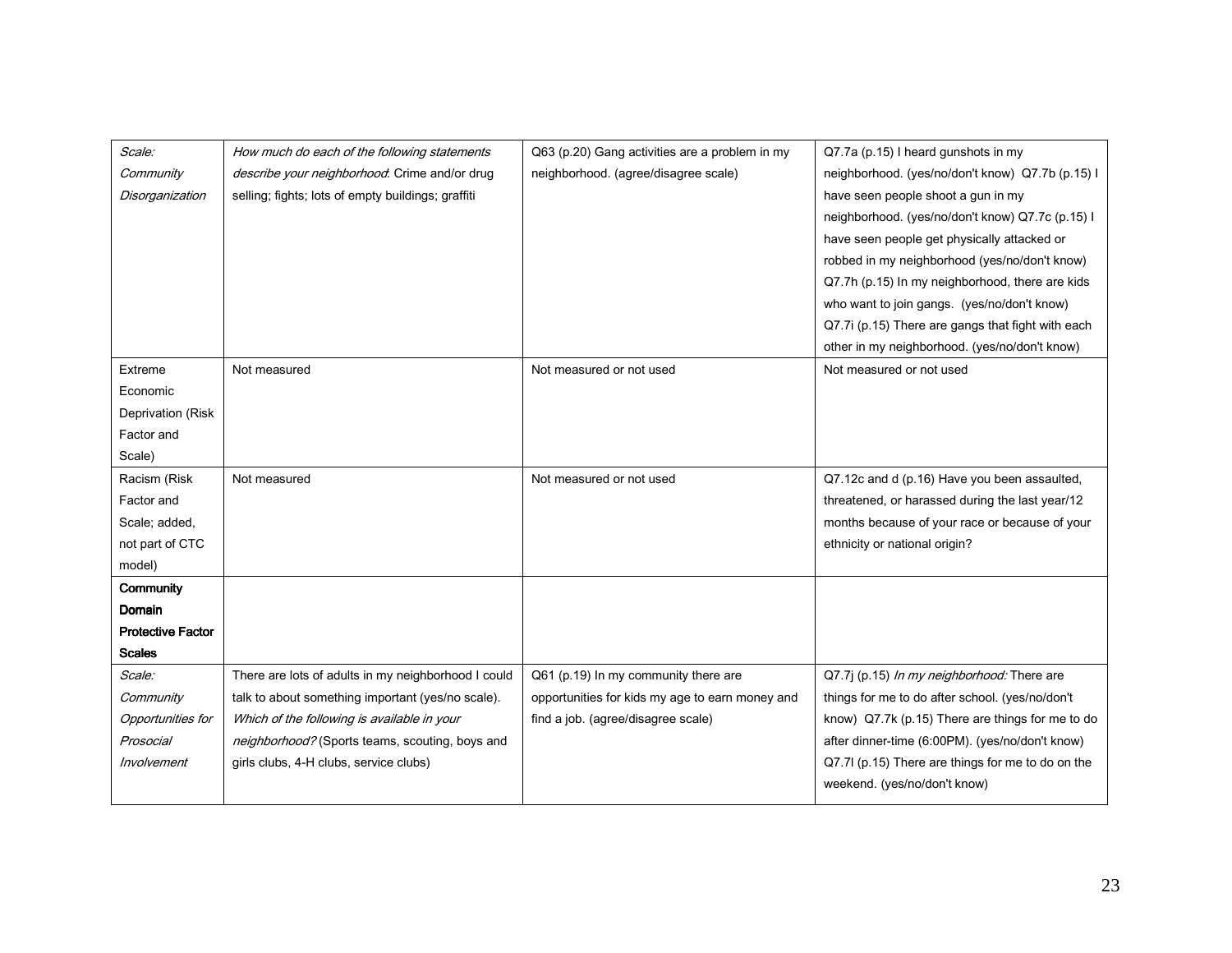| *Scale: Community Disorganization* | *How much do each of the following statements describe your neighborhood*: Crime and/or drug selling; fights; lots of empty buildings; graffiti | Q63 (p.20) Gang activities are a problem in my neighborhood. (agree/disagree scale) | Q7.7a (p.15) I heard gunshots in my neighborhood. (yes/no/don't know) Q7.7b (p.15) I have seen people shoot a gun in my neighborhood. (yes/no/don't know) Q7.7c (p.15) I have seen people get physically attacked or robbed in my neighborhood (yes/no/don't know) Q7.7h (p.15) In my neighborhood, there are kids who want to join gangs. (yes/no/don't know) Q7.7i (p.15) There are gangs that fight with each other in my neighborhood. (yes/no/don't know) |
|---|---|---|---|
| Extreme Economic Deprivation (Risk Factor and Scale) | Not measured | Not measured or not used | Not measured or not used |
| Racism (Risk Factor and Scale; added, not part of CTC model) | Not measured | Not measured or not used | Q7.12c and d (p.16) Have you been assaulted, threatened, or harassed during the last year/12 months because of your race or because of your ethnicity or national origin? |
| **Community Domain Protective Factor Scales** | | | |
| *Scale: Community Opportunities for Prosocial Involvement* | There are lots of adults in my neighborhood I could talk to about something important (yes/no scale). *Which of the following is available in your neighborhood?* (Sports teams, scouting, boys and girls clubs, 4-H clubs, service clubs) | Q61 (p.19) In my community there are opportunities for kids my age to earn money and find a job. (agree/disagree scale) | Q7.7j (p.15) *In my neighborhood:* There are things for me to do after school. (yes/no/don't know) Q7.7k (p.15) There are things for me to do after dinner-time (6:00PM). (yes/no/don't know) Q7.7l (p.15) There are things for me to do on the weekend. (yes/no/don't know) |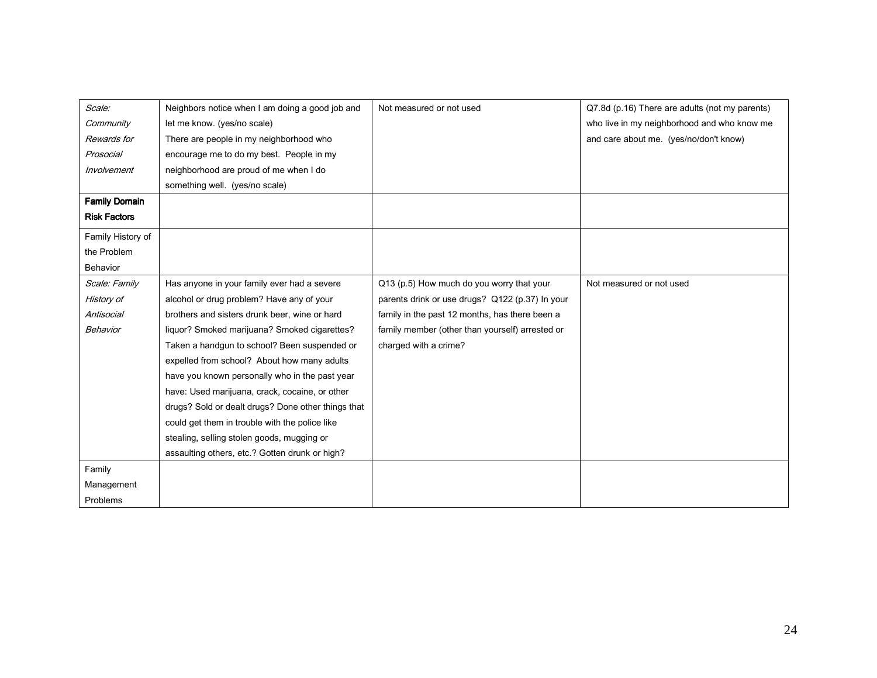| *Scale: Community Rewards for Prosocial Involvement* | Neighbors notice when I am doing a good job and let me know. (yes/no scale) There are people in my neighborhood who encourage me to do my best. People in my neighborhood are proud of me when I do something well. (yes/no scale) | Not measured or not used | Q7.8d (p.16) There are adults (not my parents) who live in my neighborhood and who know me and care about me. (yes/no/don't know) |
|---|---|---|---|
| **Family Domain Risk Factors** | | | |
| Family History of the Problem Behavior | | | |
| *Scale: Family History of Antisocial Behavior* | Has anyone in your family ever had a severe alcohol or drug problem? Have any of your brothers and sisters drunk beer, wine or hard liquor? Smoked marijuana? Smoked cigarettes? Taken a handgun to school? Been suspended or expelled from school? About how many adults have you known personally who in the past year have: Used marijuana, crack, cocaine, or other drugs? Sold or dealt drugs? Done other things that could get them in trouble with the police like stealing, selling stolen goods, mugging or assaulting others, etc.? Gotten drunk or high? | Q13 (p.5) How much do you worry that your parents drink or use drugs? Q122 (p.37) In your family in the past 12 months, has there been a family member (other than yourself) arrested or charged with a crime? | Not measured or not used |
| Family Management Problems | | | |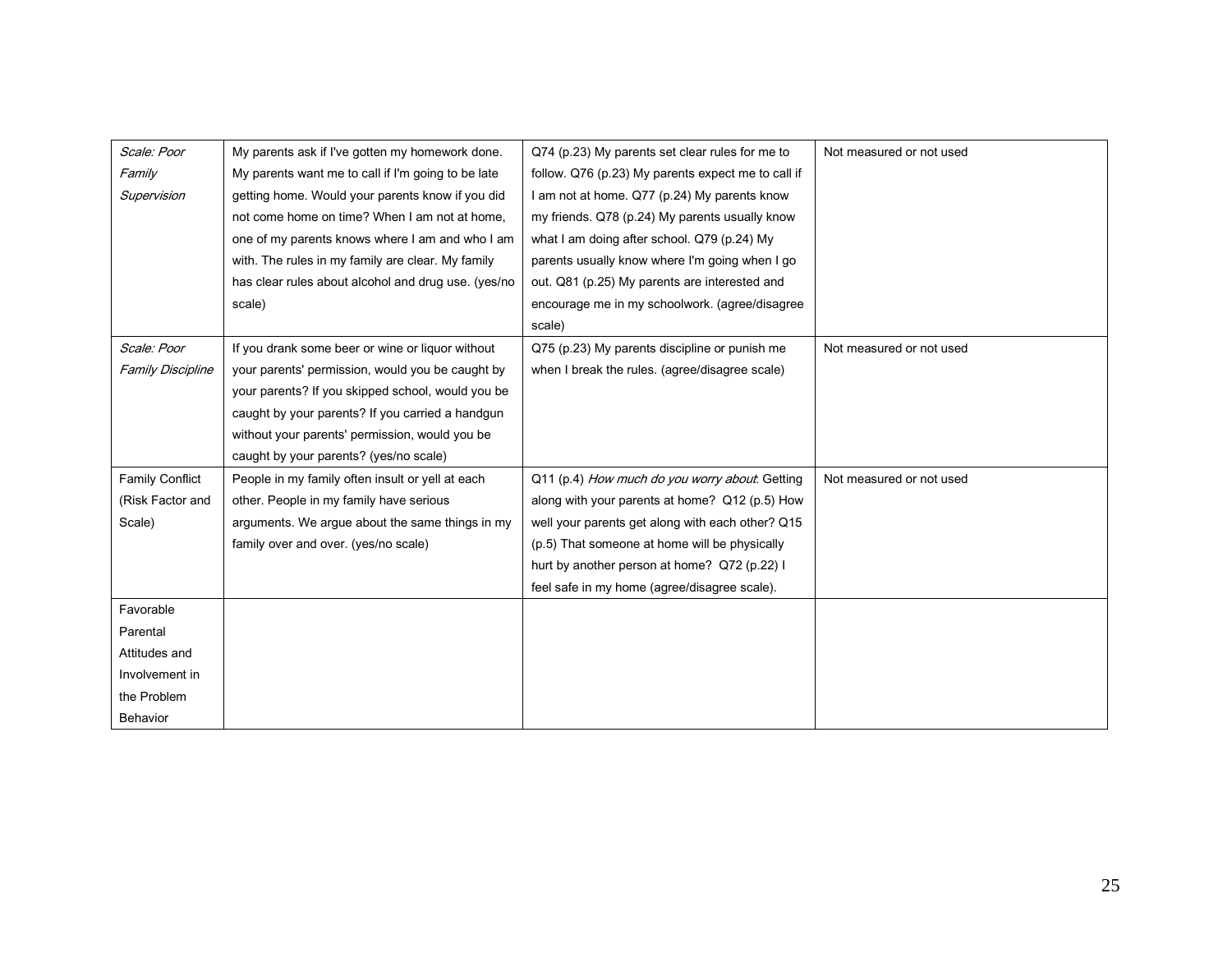| *Scale: Poor Family Supervision* | My parents ask if I've gotten my homework done. My parents want me to call if I'm going to be late getting home. Would your parents know if you did not come home on time? When I am not at home, one of my parents knows where I am and who I am with. The rules in my family are clear. My family has clear rules about alcohol and drug use. (yes/no scale) | Q74 (p.23) My parents set clear rules for me to follow. Q76 (p.23) My parents expect me to call if I am not at home. Q77 (p.24) My parents know my friends. Q78 (p.24) My parents usually know what I am doing after school. Q79 (p.24) My parents usually know where I'm going when I go out. Q81 (p.25) My parents are interested and encourage me in my schoolwork. (agree/disagree scale) | Not measured or not used |
|---|---|---|---|
| *Scale: Poor Family Discipline* | If you drank some beer or wine or liquor without your parents' permission, would you be caught by your parents? If you skipped school, would you be caught by your parents? If you carried a handgun without your parents' permission, would you be caught by your parents? (yes/no scale) | Q75 (p.23) My parents discipline or punish me when I break the rules. (agree/disagree scale) | Not measured or not used |
| Family Conflict (Risk Factor and Scale) | People in my family often insult or yell at each other. People in my family have serious arguments. We argue about the same things in my family over and over. (yes/no scale) | Q11 (p.4) *How much do you worry about*: Getting along with your parents at home? Q12 (p.5) How well your parents get along with each other? Q15 (p.5) That someone at home will be physically hurt by another person at home? Q72 (p.22) I feel safe in my home (agree/disagree scale). | Not measured or not used |
| Favorable Parental Attitudes and Involvement in the Problem Behavior | | | |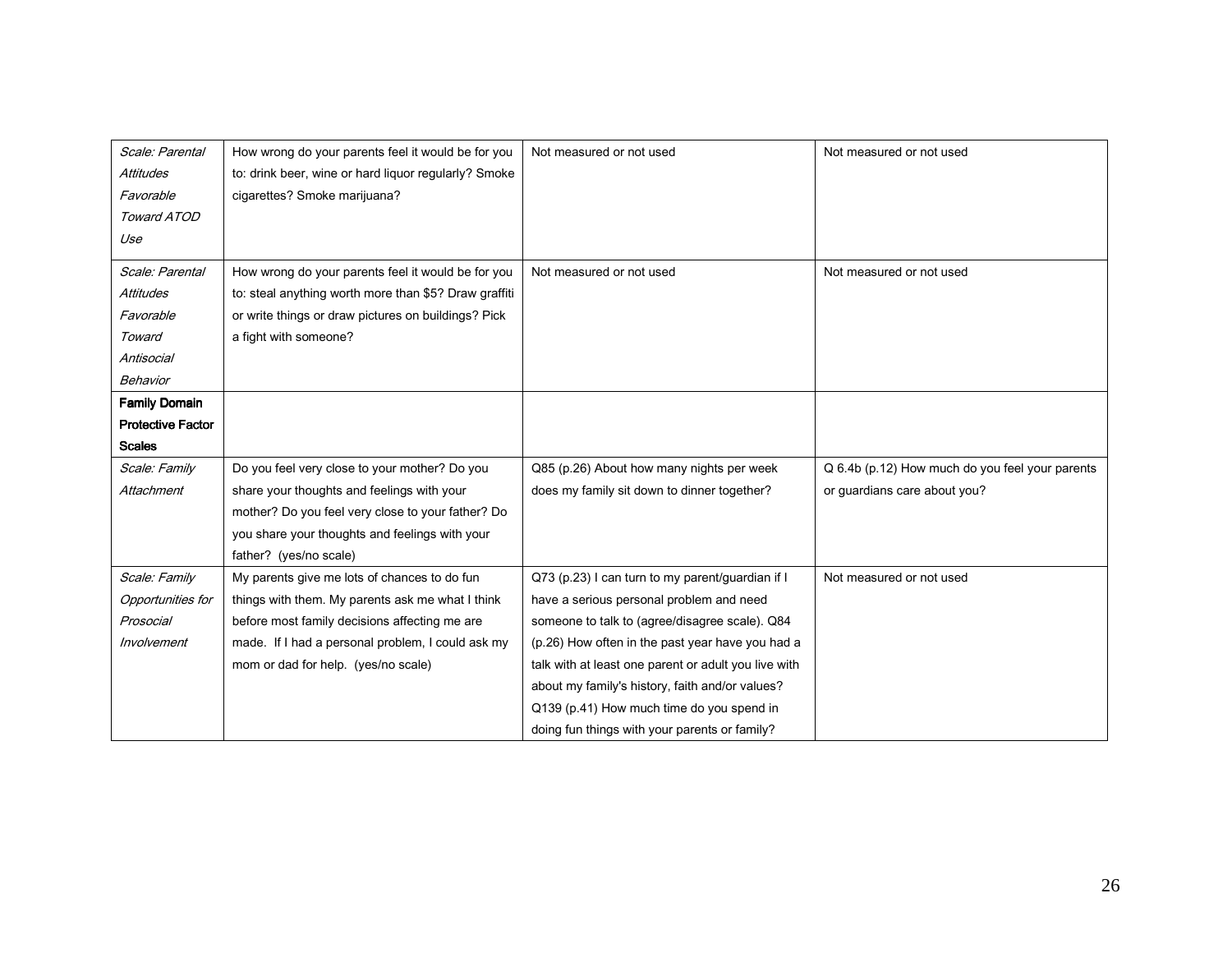| | | | |
|---|---|---|---|
| *Scale: Parental Attitudes Favorable Toward ATOD Use* | How wrong do your parents feel it would be for you to: drink beer, wine or hard liquor regularly? Smoke cigarettes? Smoke marijuana? | Not measured or not used | Not measured or not used |
| *Scale: Parental Attitudes Favorable Toward Antisocial Behavior* | How wrong do your parents feel it would be for you to: steal anything worth more than $5? Draw graffiti or write things or draw pictures on buildings? Pick a fight with someone? | Not measured or not used | Not measured or not used |
| **Family Domain Protective Factor Scales** | | | |
| *Scale: Family Attachment* | Do you feel very close to your mother? Do you share your thoughts and feelings with your mother? Do you feel very close to your father? Do you share your thoughts and feelings with your father? (yes/no scale) | Q85 (p.26) About how many nights per week does my family sit down to dinner together? | Q 6.4b (p.12) How much do you feel your parents or guardians care about you? |
| *Scale: Family Opportunities for Prosocial Involvement* | My parents give me lots of chances to do fun things with them. My parents ask me what I think before most family decisions affecting me are made. If I had a personal problem, I could ask my mom or dad for help. (yes/no scale) | Q73 (p.23) I can turn to my parent/guardian if I have a serious personal problem and need someone to talk to (agree/disagree scale). Q84 (p.26) How often in the past year have you had a talk with at least one parent or adult you live with about my family's history, faith and/or values? Q139 (p.41) How much time do you spend in doing fun things with your parents or family? | Not measured or not used |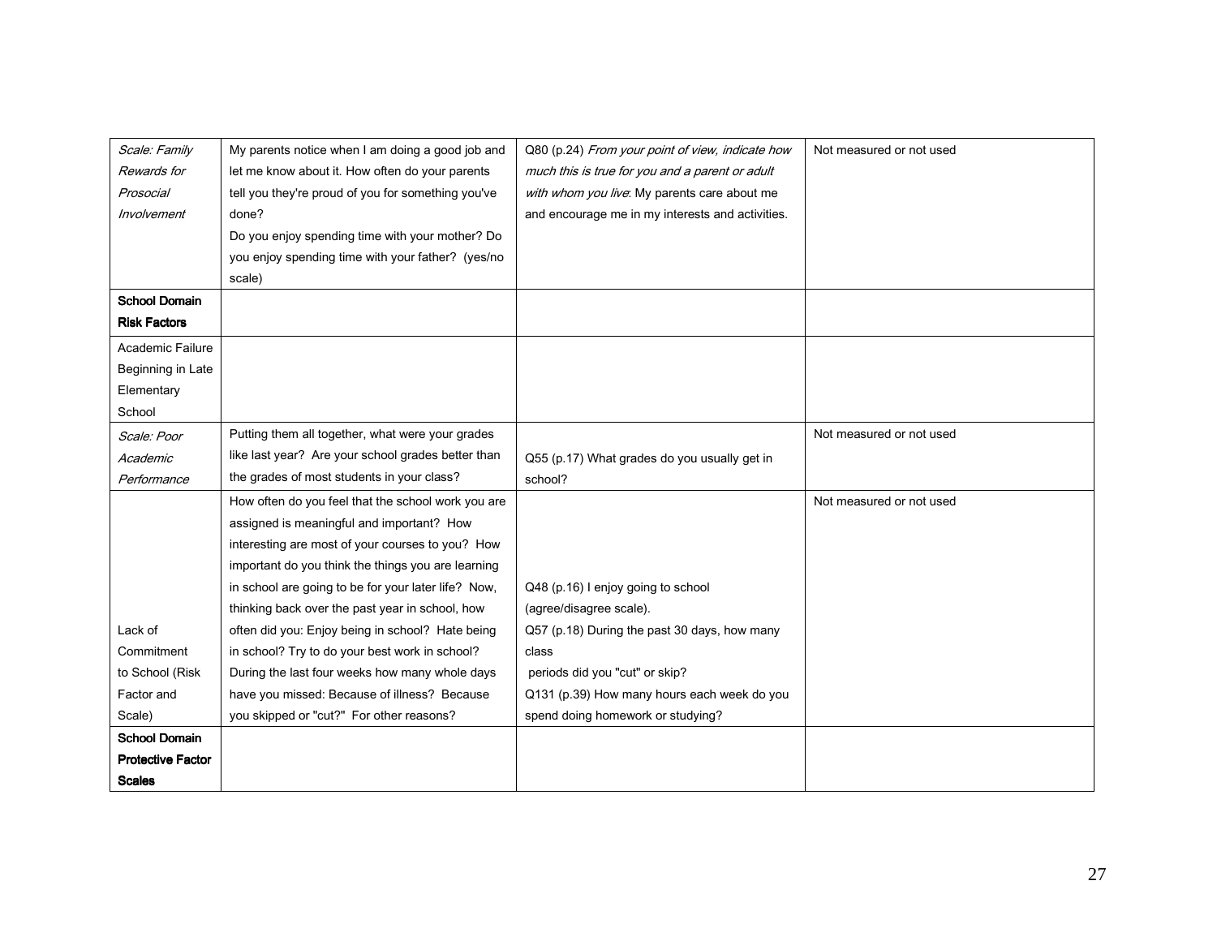| *Scale: Family Rewards for Prosocial Involvement* | My parents notice when I am doing a good job and let me know about it. How often do your parents tell you they're proud of you for something you've done? Do you enjoy spending time with your mother? Do you enjoy spending time with your father? (yes/no scale) | Q80 (p.24) *From your point of view, indicate how much this is true for you and a parent or adult with whom you live*: My parents care about me and encourage me in my interests and activities. | Not measured or not used |
|---|---|---|---|
| **School Domain Risk Factors** | | | |
| Academic Failure Beginning in Late Elementary School | | | |
| *Scale: Poor Academic Performance* | Putting them all together, what were your grades like last year? Are your school grades better than the grades of most students in your class? | Q55 (p.17) What grades do you usually get in school? | Not measured or not used |
| Lack of Commitment to School (Risk Factor and Scale) | How often do you feel that the school work you are assigned is meaningful and important? How interesting are most of your courses to you? How important do you think the things you are learning in school are going to be for your later life? Now, thinking back over the past year in school, how often did you: Enjoy being in school? Hate being in school? Try to do your best work in school? During the last four weeks how many whole days have you missed: Because of illness? Because you skipped or "cut?" For other reasons? | Q48 (p.16) I enjoy going to school (agree/disagree scale). Q57 (p.18) During the past 30 days, how many class periods did you "cut" or skip? Q131 (p.39) How many hours each week do you spend doing homework or studying? | Not measured or not used |
| **School Domain Protective Factor Scales** | | | |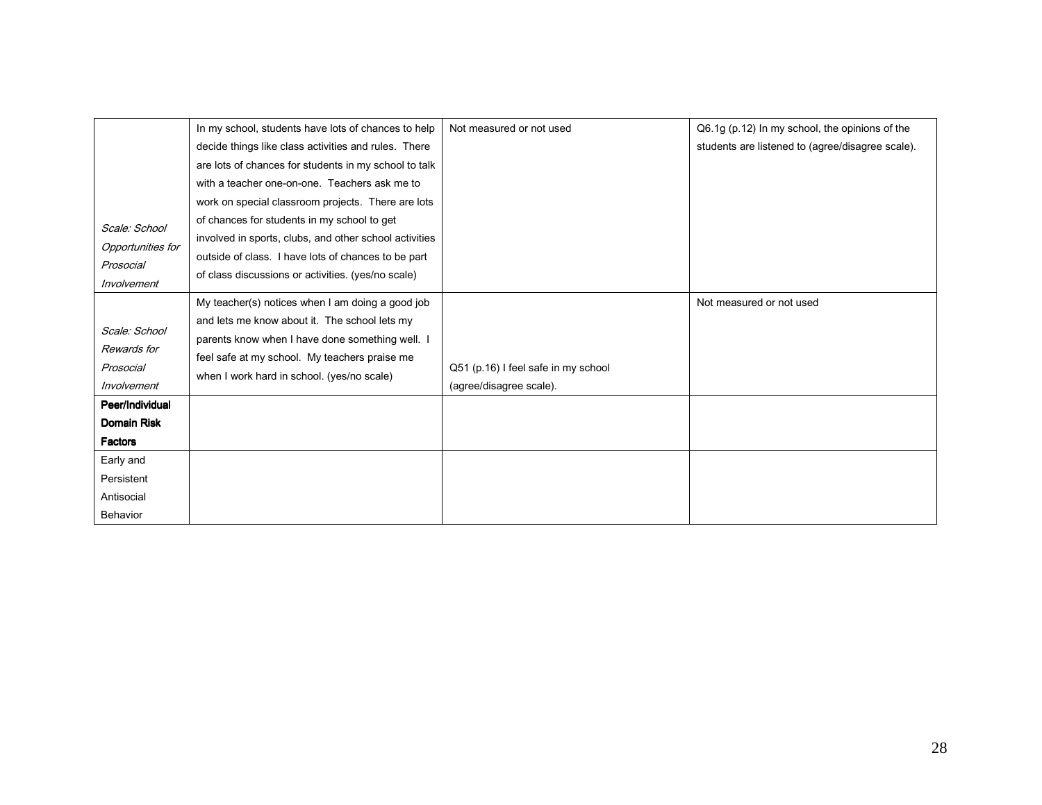| | | | |
|---|---|---|---|
| *Scale: School Opportunities for Prosocial Involvement* | In my school, students have lots of chances to help decide things like class activities and rules. There are lots of chances for students in my school to talk with a teacher one-on-one. Teachers ask me to work on special classroom projects. There are lots of chances for students in my school to get involved in sports, clubs, and other school activities outside of class. I have lots of chances to be part of class discussions or activities. (yes/no scale) | Not measured or not used | Q6.1g (p.12) In my school, the opinions of the students are listened to (agree/disagree scale). |
| *Scale: School Rewards for Prosocial Involvement* | My teacher(s) notices when I am doing a good job and lets me know about it. The school lets my parents know when I have done something well. I feel safe at my school. My teachers praise me when I work hard in school. (yes/no scale) | Q51 (p.16) I feel safe in my school (agree/disagree scale). | Not measured or not used |
| **Peer/Individual Domain Risk Factors** | | | |
| Early and Persistent Antisocial Behavior | | | |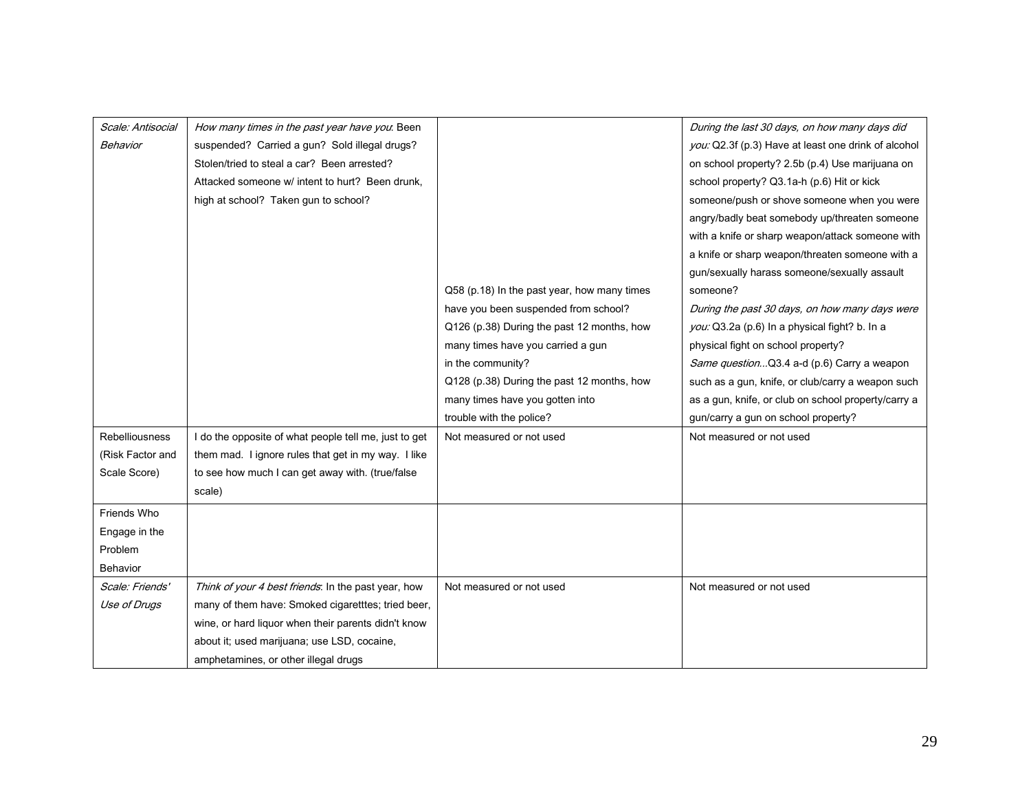| | | | |
|---|---|---|---|
| *Scale: Antisocial Behavior* | *How many times in the past year have you*: Been suspended? Carried a gun? Sold illegal drugs? Stolen/tried to steal a car? Been arrested? Attacked someone w/ intent to hurt? Been drunk, high at school? Taken gun to school? | Q58 (p.18) In the past year, how many times have you been suspended from school? Q126 (p.38) During the past 12 months, how many times have you carried a gun in the community? Q128 (p.38) During the past 12 months, how many times have you gotten into trouble with the police? | *During the last 30 days, on how many days did you:* Q2.3f (p.3) Have at least one drink of alcohol on school property? 2.5b (p.4) Use marijuana on school property? Q3.1a-h (p.6) Hit or kick someone/push or shove someone when you were angry/badly beat somebody up/threaten someone with a knife or sharp weapon/attack someone with a knife or sharp weapon/threaten someone with a gun/sexually harass someone/sexually assault someone? *During the past 30 days, on how many days were you:* Q3.2a (p.6) In a physical fight? b. In a physical fight on school property? *Same question...*Q3.4 a-d (p.6) Carry a weapon such as a gun, knife, or club/carry a weapon such as a gun, knife, or club on school property/carry a gun/carry a gun on school property? |
| Rebelliousness (Risk Factor and Scale Score) | I do the opposite of what people tell me, just to get them mad. I ignore rules that get in my way. I like to see how much I can get away with. (true/false scale) | Not measured or not used | Not measured or not used |
| Friends Who Engage in the Problem Behavior | | | |
| *Scale: Friends' Use of Drugs* | *Think of your 4 best friends*: In the past year, how many of them have: Smoked cigaretttes; tried beer, wine, or hard liquor when their parents didn't know about it; used marijuana; use LSD, cocaine, amphetamines, or other illegal drugs | Not measured or not used | Not measured or not used |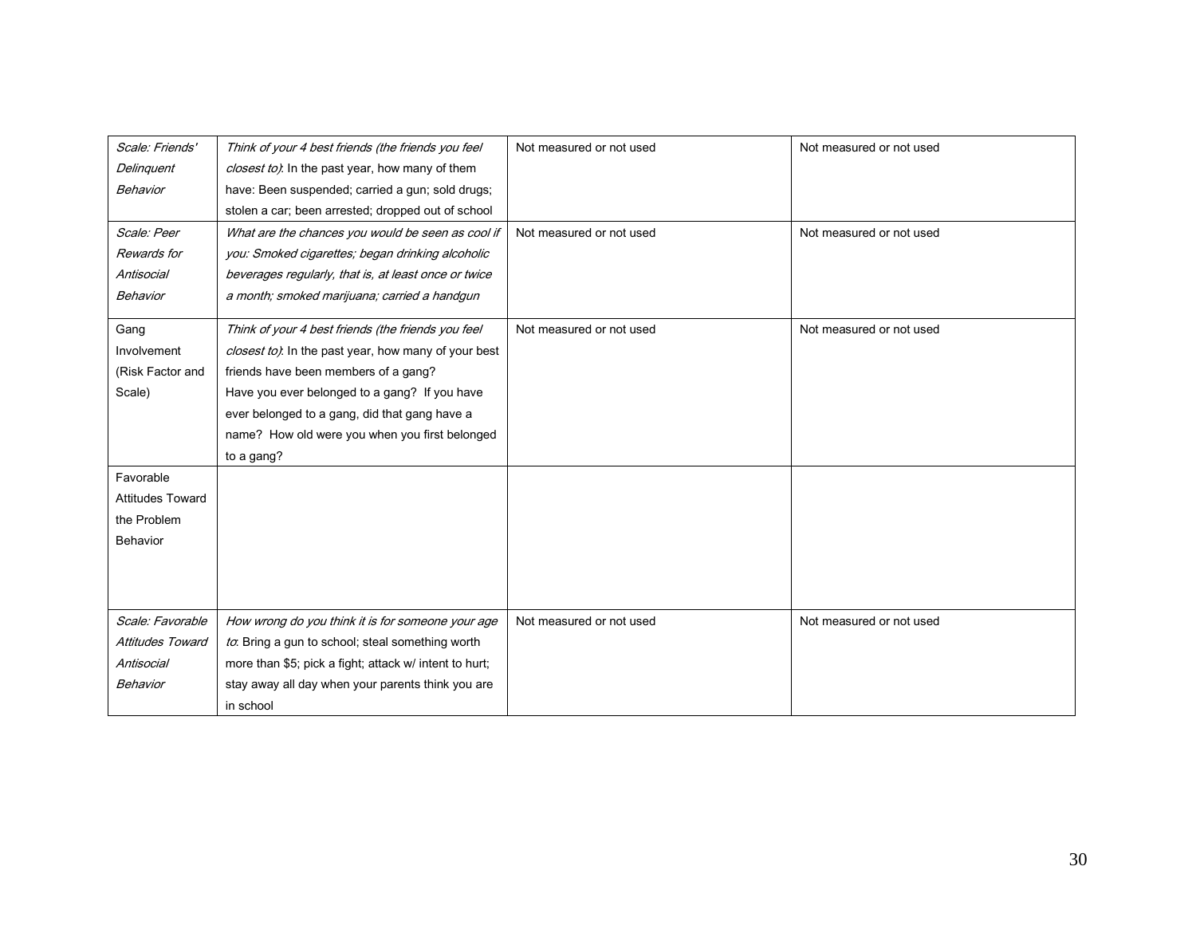| | | | |
|---|---|---|---|
| *Scale: Friends' Delinquent Behavior* | *Think of your 4 best friends (the friends you feel closest to)*: In the past year, how many of them have: Been suspended; carried a gun; sold drugs; stolen a car; been arrested; dropped out of school | Not measured or not used | Not measured or not used |
| *Scale: Peer Rewards for Antisocial Behavior* | *What are the chances you would be seen as cool if you: Smoked cigarettes; began drinking alcoholic beverages regularly, that is, at least once or twice a month; smoked marijuana; carried a handgun* | Not measured or not used | Not measured or not used |
| Gang Involvement (Risk Factor and Scale) | *Think of your 4 best friends (the friends you feel closest to)*: In the past year, how many of your best friends have been members of a gang? Have you ever belonged to a gang? If you have ever belonged to a gang, did that gang have a name? How old were you when you first belonged to a gang? | Not measured or not used | Not measured or not used |
| Favorable Attitudes Toward the Problem Behavior | | | |
| *Scale: Favorable Attitudes Toward Antisocial Behavior* | *How wrong do you think it is for someone your age to*: Bring a gun to school; steal something worth more than $5; pick a fight; attack w/ intent to hurt; stay away all day when your parents think you are in school | Not measured or not used | Not measured or not used |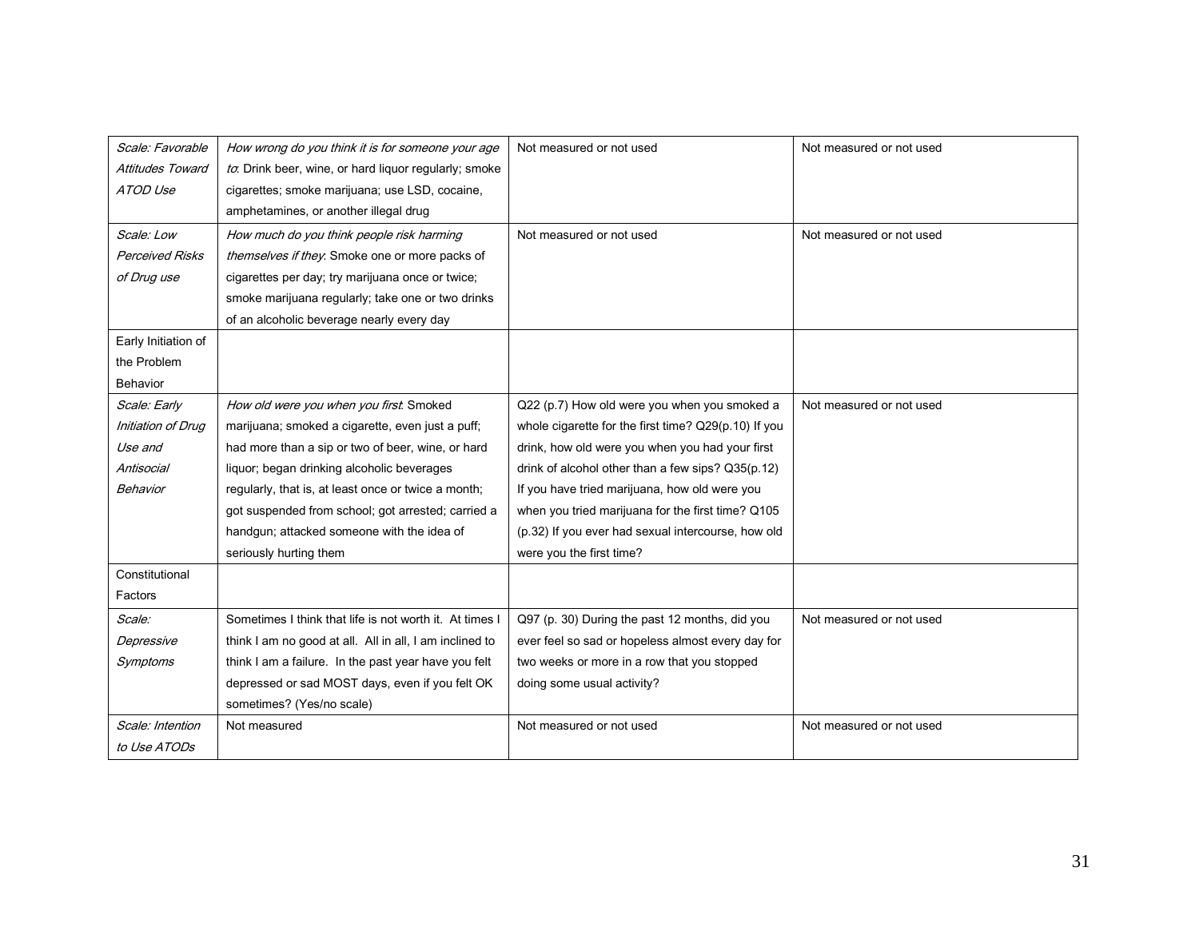| | | | |
|---|---|---|---|
| *Scale: Favorable Attitudes Toward ATOD Use* | *How wrong do you think it is for someone your age to*: Drink beer, wine, or hard liquor regularly; smoke cigarettes; smoke marijuana; use LSD, cocaine, amphetamines, or another illegal drug | Not measured or not used | Not measured or not used |
| *Scale: Low Perceived Risks of Drug use* | *How much do you think people risk harming themselves if they*: Smoke one or more packs of cigarettes per day; try marijuana once or twice; smoke marijuana regularly; take one or two drinks of an alcoholic beverage nearly every day | Not measured or not used | Not measured or not used |
| Early Initiation of the Problem Behavior | | | |
| *Scale: Early Initiation of Drug Use and Antisocial Behavior* | *How old were you when you first*: Smoked marijuana; smoked a cigarette, even just a puff; had more than a sip or two of beer, wine, or hard liquor; began drinking alcoholic beverages regularly, that is, at least once or twice a month; got suspended from school; got arrested; carried a handgun; attacked someone with the idea of seriously hurting them | Q22 (p.7) How old were you when you smoked a whole cigarette for the first time? Q29(p.10) If you drink, how old were you when you had your first drink of alcohol other than a few sips? Q35(p.12) If you have tried marijuana, how old were you when you tried marijuana for the first time? Q105 (p.32) If you ever had sexual intercourse, how old were you the first time? | Not measured or not used |
| Constitutional Factors | | | |
| *Scale: Depressive Symptoms* | Sometimes I think that life is not worth it. At times I think I am no good at all. All in all, I am inclined to think I am a failure. In the past year have you felt depressed or sad MOST days, even if you felt OK sometimes? (Yes/no scale) | Q97 (p. 30) During the past 12 months, did you ever feel so sad or hopeless almost every day for two weeks or more in a row that you stopped doing some usual activity? | Not measured or not used |
| *Scale: Intention to Use ATODs* | Not measured | Not measured or not used | Not measured or not used |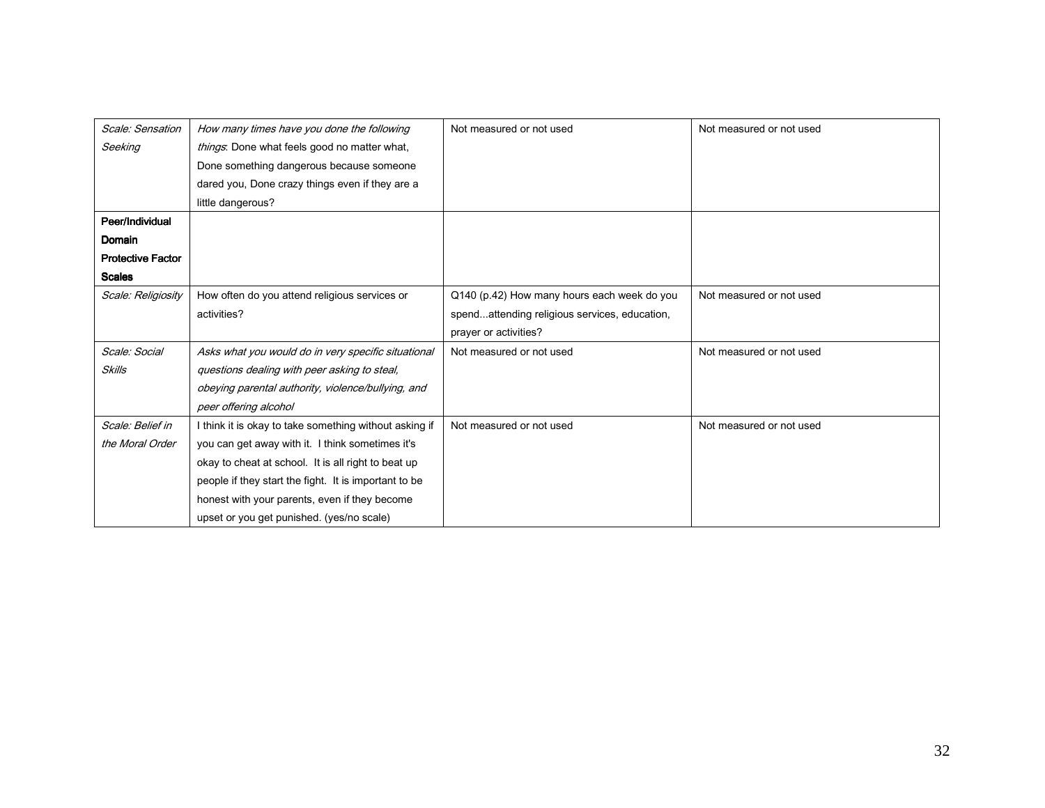| *Scale: Sensation Seeking* | *How many times have you done the following things*: Done what feels good no matter what, Done something dangerous because someone dared you, Done crazy things even if they are a little dangerous? | Not measured or not used | Not measured or not used |
|---|---|---|---|
| **Peer/Individual Domain Protective Factor Scales** | | | |
| *Scale: Religiosity* | How often do you attend religious services or activities? | Q140 (p.42) How many hours each week do you spend...attending religious services, education, prayer or activities? | Not measured or not used |
| *Scale: Social Skills* | *Asks what you would do in very specific situational questions dealing with peer asking to steal, obeying parental authority, violence/bullying, and peer offering alcohol* | Not measured or not used | Not measured or not used |
| *Scale: Belief in the Moral Order* | I think it is okay to take something without asking if you can get away with it. I think sometimes it's okay to cheat at school. It is all right to beat up people if they start the fight. It is important to be honest with your parents, even if they become upset or you get punished. (yes/no scale) | Not measured or not used | Not measured or not used |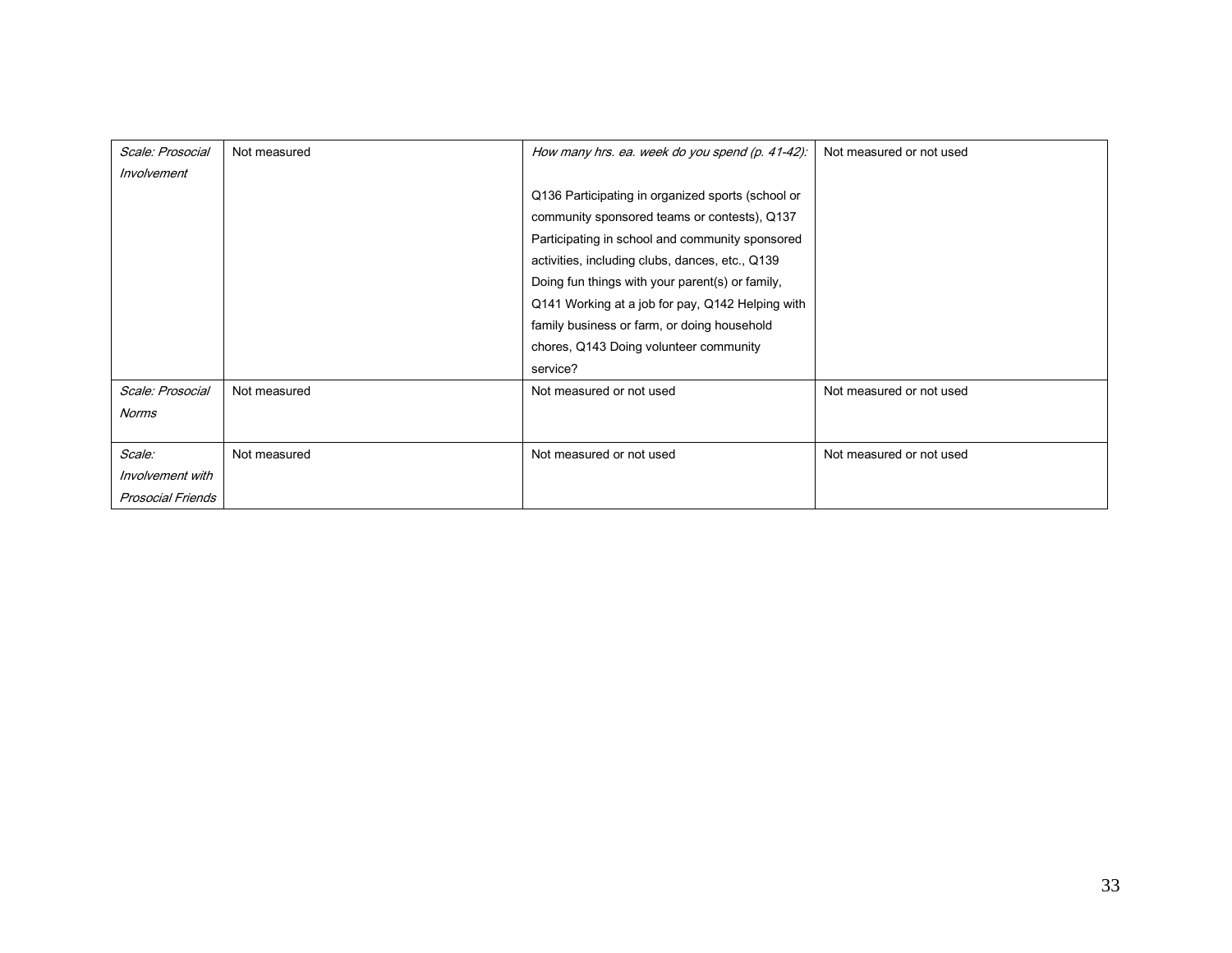| | | | |
|---|---|---|---|
| *Scale: Prosocial Involvement* | Not measured | *How many hrs. ea. week do you spend (p. 41-42):*<br><br>Q136 Participating in organized sports (school or community sponsored teams or contests), Q137 Participating in school and community sponsored activities, including clubs, dances, etc., Q139 Doing fun things with your parent(s) or family, Q141 Working at a job for pay, Q142 Helping with family business or farm, or doing household chores, Q143 Doing volunteer community service? | Not measured or not used |
| *Scale: Prosocial Norms* | Not measured | Not measured or not used | Not measured or not used |
| *Scale: Involvement with Prosocial Friends* | Not measured | Not measured or not used | Not measured or not used |